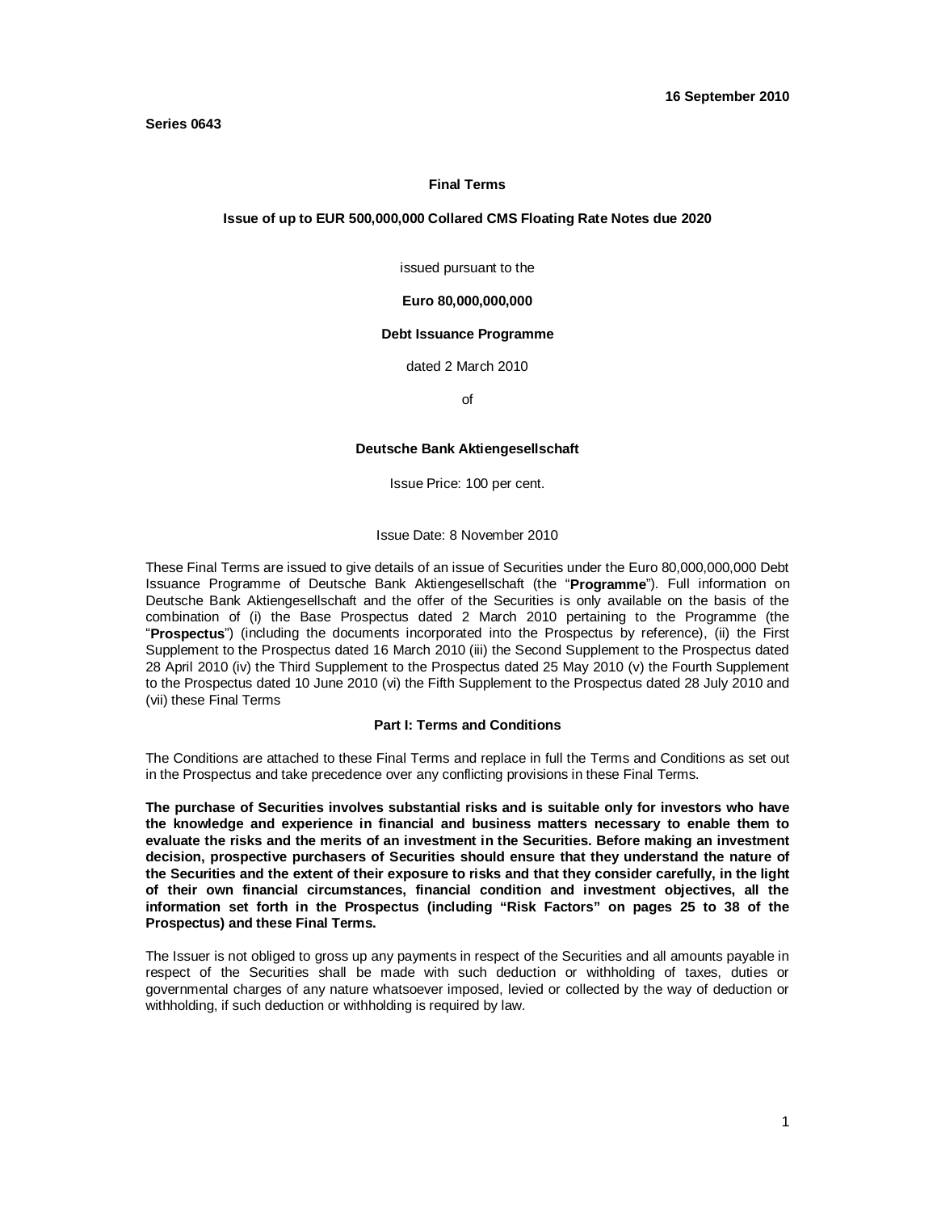**16 September 2010**

**Series 0643**

# Final Terms

## Issue of up to EUR 500,000,000 Collared CMS Floating Rate Notes due 2020

issued pursuant to the

**Euro 80,000,000,000**

**Debt Issuance Programme**

dated 2 March 2010

of

**Deutsche Bank Aktiengesellschaft**

Issue Price: 100 per cent.

Issue Date: 8 November 2010

These Final Terms are issued to give details of an issue of Securities under the Euro 80,000,000,000 Debt Issuance Programme of Deutsche Bank Aktiengesellschaft (the "**Programme**"). Full information on Deutsche Bank Aktiengesellschaft and the offer of the Securities is only available on the basis of the combination of (i) the Base Prospectus dated 2 March 2010 pertaining to the Programme (the "**Prospectus**") (including the documents incorporated into the Prospectus by reference), (ii) the First Supplement to the Prospectus dated 16 March 2010 (iii) the Second Supplement to the Prospectus dated 28 April 2010 (iv) the Third Supplement to the Prospectus dated 25 May 2010 (v) the Fourth Supplement to the Prospectus dated 10 June 2010 (vi) the Fifth Supplement to the Prospectus dated 28 July 2010 and (vii) these Final Terms

### Part I: Terms and Conditions

The Conditions are attached to these Final Terms and replace in full the Terms and Conditions as set out in the Prospectus and take precedence over any conflicting provisions in these Final Terms.

**The purchase of Securities involves substantial risks and is suitable only for investors who have the knowledge and experience in financial and business matters necessary to enable them to evaluate the risks and the merits of an investment in the Securities. Before making an investment decision, prospective purchasers of Securities should ensure that they understand the nature of the Securities and the extent of their exposure to risks and that they consider carefully, in the light of their own financial circumstances, financial condition and investment objectives, all the information set forth in the Prospectus (including "Risk Factors" on pages 25 to 38 of the Prospectus) and these Final Terms.**

The Issuer is not obliged to gross up any payments in respect of the Securities and all amounts payable in respect of the Securities shall be made with such deduction or withholding of taxes, duties or governmental charges of any nature whatsoever imposed, levied or collected by the way of deduction or withholding, if such deduction or withholding is required by law.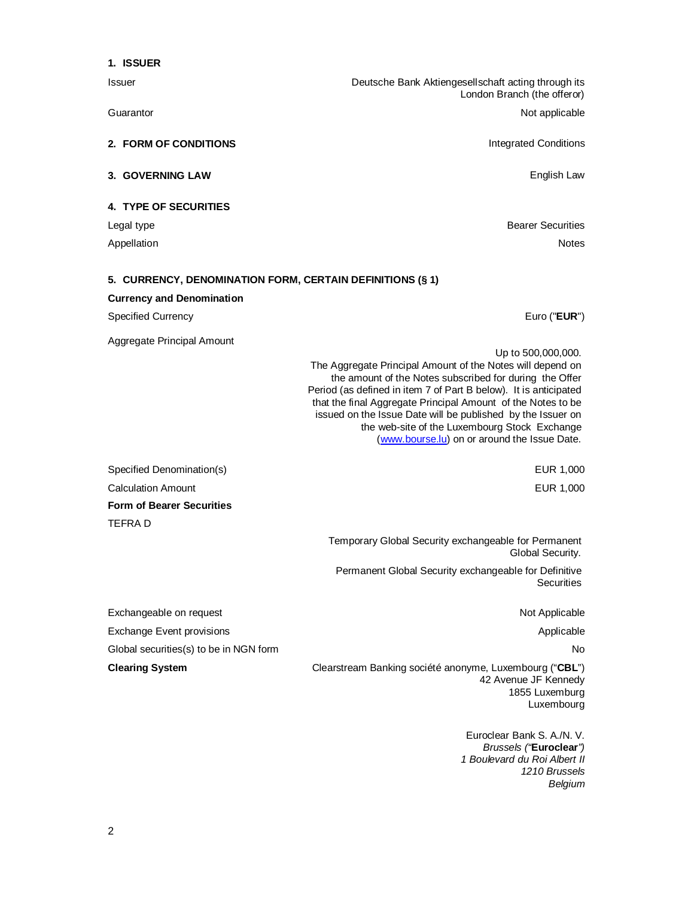## 1. ISSUER

| | |
|---|---|
| Issuer | Deutsche Bank Aktiengesellschaft acting through its London Branch (the offeror) |
| Guarantor | Not applicable |

## 2. FORM OF CONDITIONS

Integrated Conditions

## 3. GOVERNING LAW

English Law

## 4. TYPE OF SECURITIES

| | |
|---|---|
| Legal type | Bearer Securities |
| Appellation | Notes |

## 5. CURRENCY, DENOMINATION FORM, CERTAIN DEFINITIONS (§ 1)

**Currency and Denomination**

| | |
|---|---|
| Specified Currency | Euro ("**EUR**") |
| Aggregate Principal Amount | Up to 500,000,000. The Aggregate Principal Amount of the Notes will depend on the amount of the Notes subscribed for during the Offer Period (as defined in item 7 of Part B below). It is anticipated that the final Aggregate Principal Amount of the Notes to be issued on the Issue Date will be published by the Issuer on the web-site of the Luxembourg Stock Exchange ([www.bourse.lu](http://www.bourse.lu)) on or around the Issue Date. |
| Specified Denomination(s) | EUR 1,000 |
| Calculation Amount | EUR 1,000 |

**Form of Bearer Securities**

TEFRA D

Temporary Global Security exchangeable for Permanent Global Security.

Permanent Global Security exchangeable for Definitive Securities

| | |
|---|---|
| Exchangeable on request | Not Applicable |
| Exchange Event provisions | Applicable |
| Global securities(s) to be in NGN form | No |

**Clearing System**

Clearstream Banking société anonyme, Luxembourg ("**CBL**")
42 Avenue JF Kennedy
1855 Luxemburg
Luxembourg

Euroclear Bank S. A./N. V.
*Brussels ("***Euroclear***")*
*1 Boulevard du Roi Albert II*
*1210 Brussels*
*Belgium*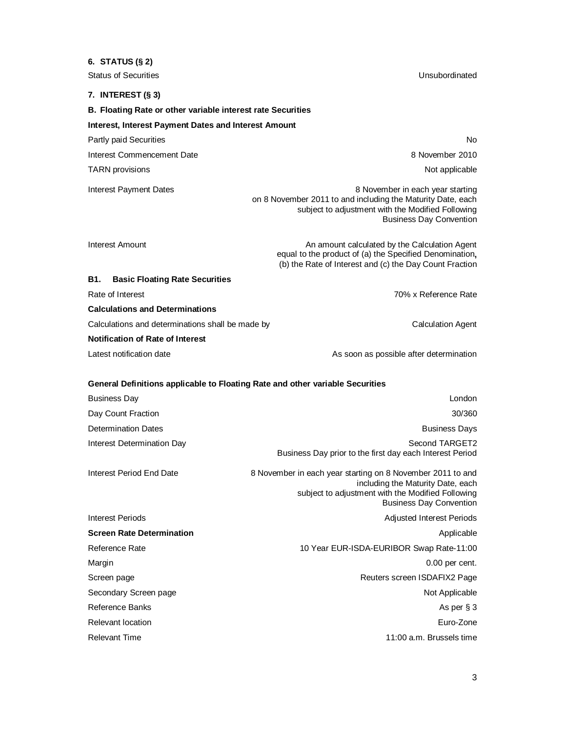**6. STATUS (§ 2)**

| | |
|---|---|
| Status of Securities | Unsubordinated |

**7. INTEREST (§ 3)**

**B. Floating Rate or other variable interest rate Securities**

**Interest, Interest Payment Dates and Interest Amount**

| | |
|---|---|
| Partly paid Securities | No |
| Interest Commencement Date | 8 November 2010 |
| TARN provisions | Not applicable |
| Interest Payment Dates | 8 November in each year starting on 8 November 2011 to and including the Maturity Date, each subject to adjustment with the Modified Following Business Day Convention |
| Interest Amount | An amount calculated by the Calculation Agent equal to the product of (a) the Specified Denomination, (b) the Rate of Interest and (c) the Day Count Fraction |

**B1. Basic Floating Rate Securities**

| | |
|---|---|
| Rate of Interest | 70% x Reference Rate |

**Calculations and Determinations**

| | |
|---|---|
| Calculations and determinations shall be made by | Calculation Agent |

**Notification of Rate of Interest**

| | |
|---|---|
| Latest notification date | As soon as possible after determination |

**General Definitions applicable to Floating Rate and other variable Securities**

| | |
|---|---|
| Business Day | London |
| Day Count Fraction | 30/360 |
| Determination Dates | Business Days |
| Interest Determination Day | Second TARGET2 Business Day prior to the first day each Interest Period |
| Interest Period End Date | 8 November in each year starting on 8 November 2011 to and including the Maturity Date, each subject to adjustment with the Modified Following Business Day Convention |
| Interest Periods | Adjusted Interest Periods |
| **Screen Rate Determination** | Applicable |
| Reference Rate | 10 Year EUR-ISDA-EURIBOR Swap Rate-11:00 |
| Margin | 0.00 per cent. |
| Screen page | Reuters screen ISDAFIX2 Page |
| Secondary Screen page | Not Applicable |
| Reference Banks | As per § 3 |
| Relevant location | Euro-Zone |
| Relevant Time | 11:00 a.m. Brussels time |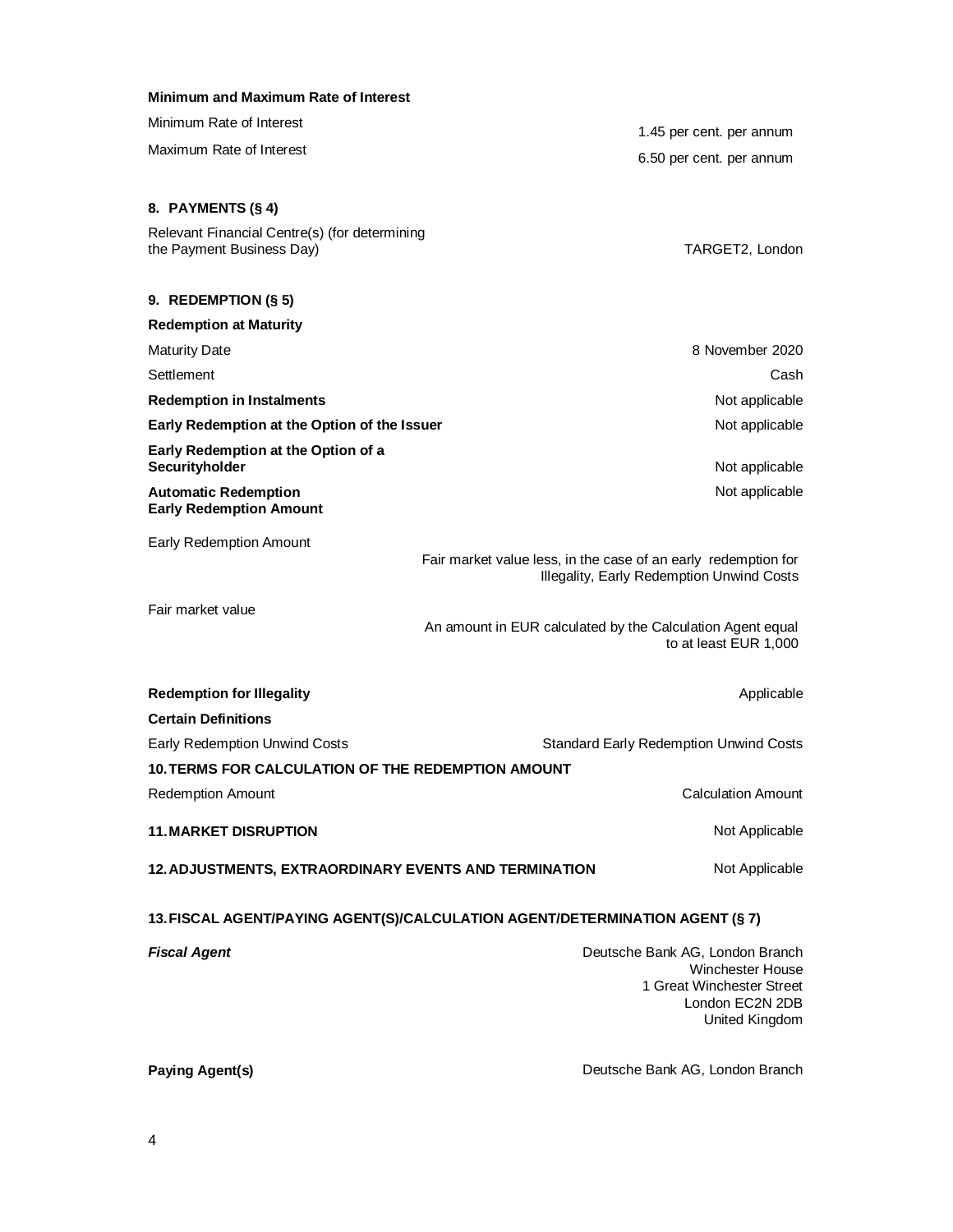**Minimum and Maximum Rate of Interest**

| | |
|---|---|
| Minimum Rate of Interest | 1.45 per cent. per annum |
| Maximum Rate of Interest | 6.50 per cent. per annum |

**8. PAYMENTS (§ 4)**

| | |
|---|---|
| Relevant Financial Centre(s) (for determining the Payment Business Day) | TARGET2, London |

**9. REDEMPTION (§ 5)**

**Redemption at Maturity**

| | |
|---|---|
| Maturity Date | 8 November 2020 |
| Settlement | Cash |
| **Redemption in Instalments** | Not applicable |
| **Early Redemption at the Option of the Issuer** | Not applicable |
| **Early Redemption at the Option of a Securityholder** | Not applicable |
| **Automatic Redemption** | Not applicable |

**Early Redemption Amount**

| | |
|---|---|
| Early Redemption Amount | Fair market value less, in the case of an early redemption for Illegality, Early Redemption Unwind Costs |
| Fair market value | An amount in EUR calculated by the Calculation Agent equal to at least EUR 1,000 |

| | |
|---|---|
| **Redemption for Illegality** | Applicable |

**Certain Definitions**

| | |
|---|---|
| Early Redemption Unwind Costs | Standard Early Redemption Unwind Costs |

**10. TERMS FOR CALCULATION OF THE REDEMPTION AMOUNT**

| | |
|---|---|
| Redemption Amount | Calculation Amount |

**11. MARKET DISRUPTION** Not Applicable

**12. ADJUSTMENTS, EXTRAORDINARY EVENTS AND TERMINATION** Not Applicable

**13. FISCAL AGENT/PAYING AGENT(S)/CALCULATION AGENT/DETERMINATION AGENT (§ 7)**

| | |
|---|---|
| ***Fiscal Agent*** | Deutsche Bank AG, London Branch<br>Winchester House<br>1 Great Winchester Street<br>London EC2N 2DB<br>United Kingdom |
| **Paying Agent(s)** | Deutsche Bank AG, London Branch |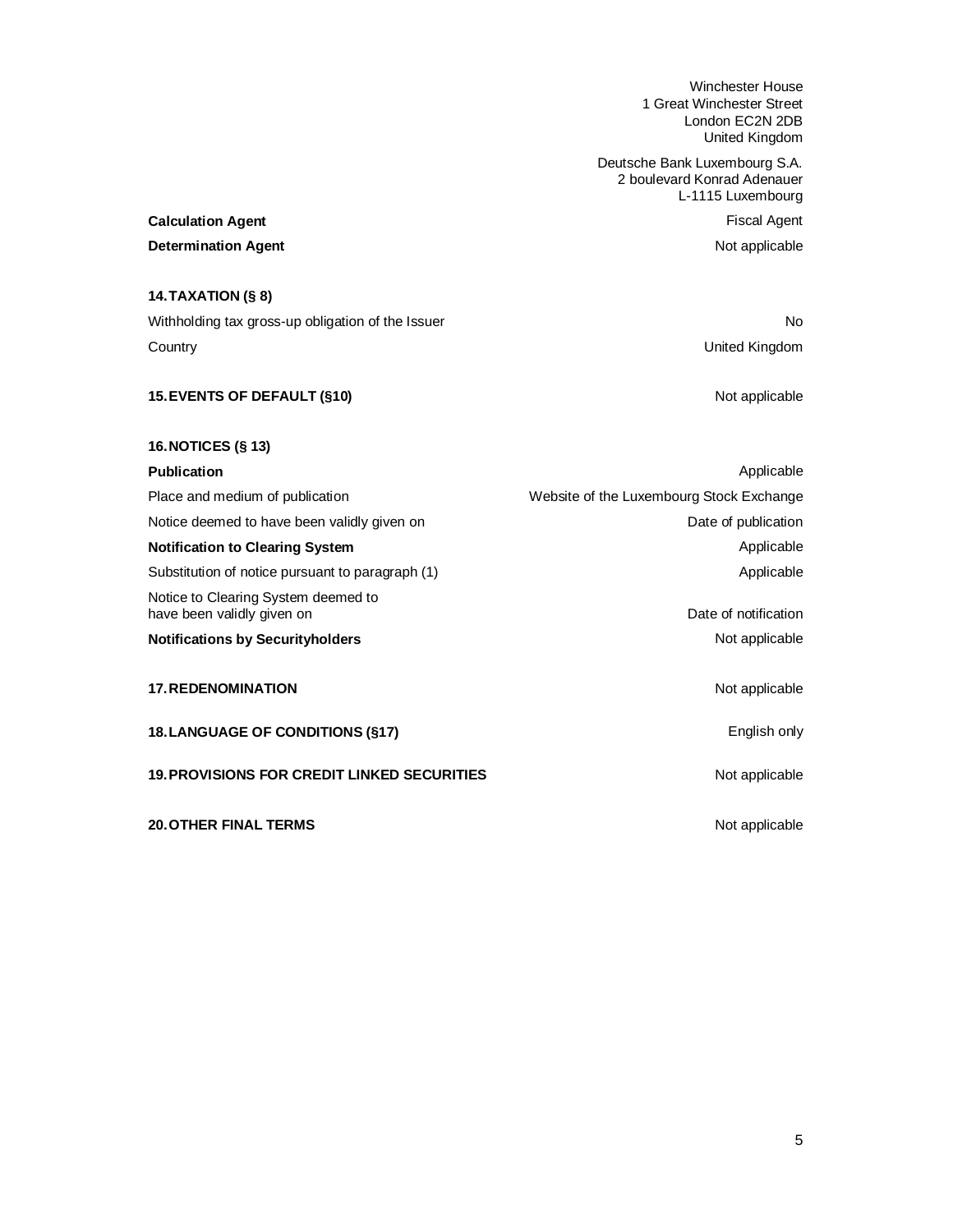Winchester House
1 Great Winchester Street
London EC2N 2DB
United Kingdom

Deutsche Bank Luxembourg S.A.
2 boulevard Konrad Adenauer
L-1115 Luxembourg

| | |
|---|---|
| **Calculation Agent** | Fiscal Agent |
| **Determination Agent** | Not applicable |

**14. TAXATION (§ 8)**

| | |
|---|---|
| Withholding tax gross-up obligation of the Issuer | No |
| Country | United Kingdom |

| | |
|---|---|
| **15. EVENTS OF DEFAULT (§10)** | Not applicable |

**16. NOTICES (§ 13)**

| | |
|---|---|
| **Publication** | Applicable |
| Place and medium of publication | Website of the Luxembourg Stock Exchange |
| Notice deemed to have been validly given on | Date of publication |
| **Notification to Clearing System** | Applicable |
| Substitution of notice pursuant to paragraph (1) | Applicable |
| Notice to Clearing System deemed to have been validly given on | Date of notification |
| **Notifications by Securityholders** | Not applicable |

| | |
|---|---|
| **17. REDENOMINATION** | Not applicable |
| **18. LANGUAGE OF CONDITIONS (§17)** | English only |
| **19. PROVISIONS FOR CREDIT LINKED SECURITIES** | Not applicable |
| **20. OTHER FINAL TERMS** | Not applicable |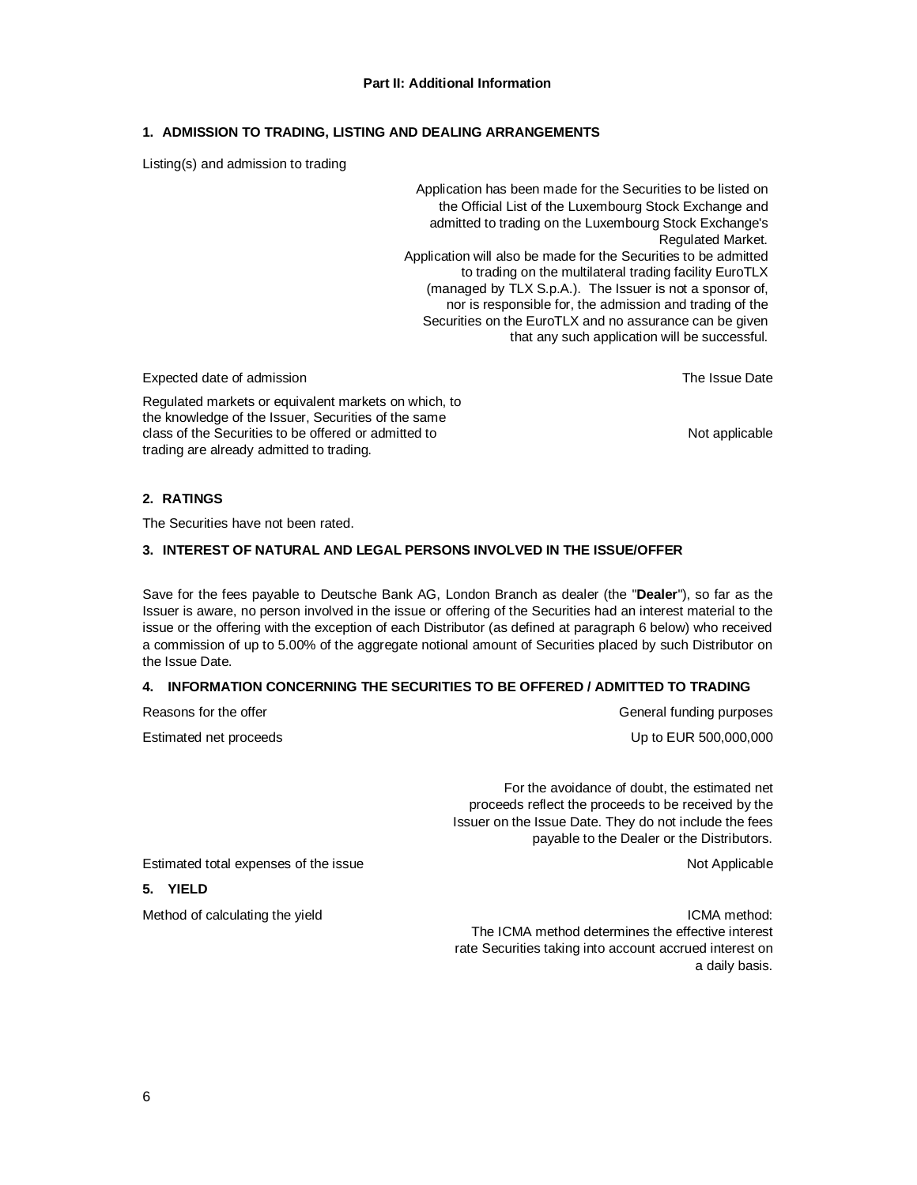**Part II: Additional Information**

## 1. ADMISSION TO TRADING, LISTING AND DEALING ARRANGEMENTS

| | |
|---|---|
| Listing(s) and admission to trading | Application has been made for the Securities to be listed on the Official List of the Luxembourg Stock Exchange and admitted to trading on the Luxembourg Stock Exchange's Regulated Market. Application will also be made for the Securities to be admitted to trading on the multilateral trading facility EuroTLX (managed by TLX S.p.A.). The Issuer is not a sponsor of, nor is responsible for, the admission and trading of the Securities on the EuroTLX and no assurance can be given that any such application will be successful. |
| Expected date of admission | The Issue Date |
| Regulated markets or equivalent markets on which, to the knowledge of the Issuer, Securities of the same class of the Securities to be offered or admitted to trading are already admitted to trading. | Not applicable |

## 2. RATINGS

The Securities have not been rated.

## 3. INTEREST OF NATURAL AND LEGAL PERSONS INVOLVED IN THE ISSUE/OFFER

Save for the fees payable to Deutsche Bank AG, London Branch as dealer (the "**Dealer**"), so far as the Issuer is aware, no person involved in the issue or offering of the Securities had an interest material to the issue or the offering with the exception of each Distributor (as defined at paragraph 6 below) who received a commission of up to 5.00% of the aggregate notional amount of Securities placed by such Distributor on the Issue Date.

## 4. INFORMATION CONCERNING THE SECURITIES TO BE OFFERED / ADMITTED TO TRADING

| | |
|---|---|
| Reasons for the offer | General funding purposes |
| Estimated net proceeds | Up to EUR 500,000,000 |
| | For the avoidance of doubt, the estimated net proceeds reflect the proceeds to be received by the Issuer on the Issue Date. They do not include the fees payable to the Dealer or the Distributors. |
| Estimated total expenses of the issue | Not Applicable |

## 5. YIELD

| | |
|---|---|
| Method of calculating the yield | ICMA method: The ICMA method determines the effective interest rate Securities taking into account accrued interest on a daily basis. |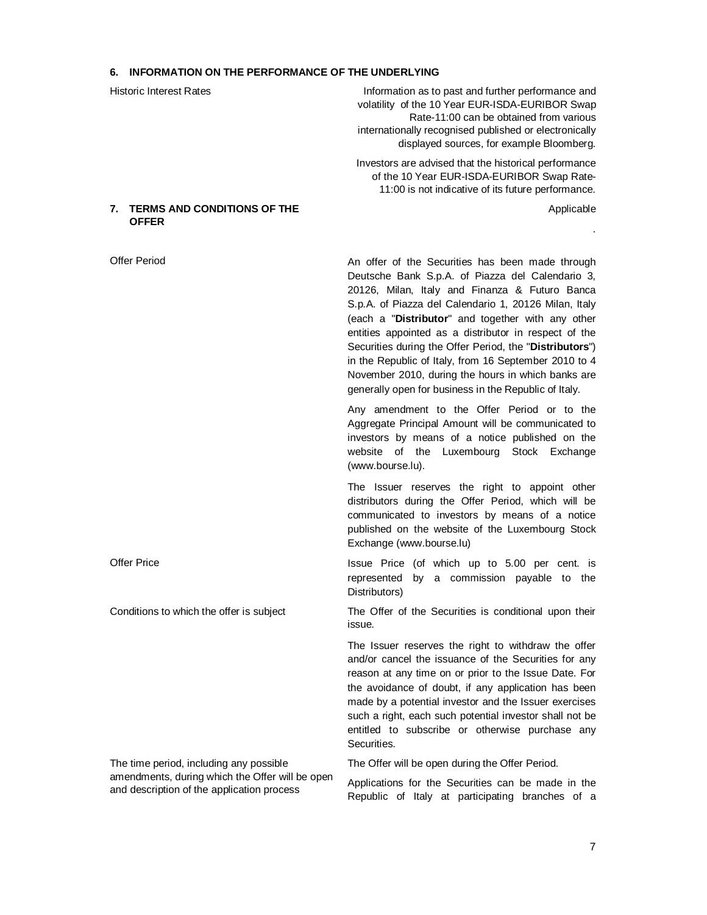## 6. INFORMATION ON THE PERFORMANCE OF THE UNDERLYING

| | |
|---|---|
| Historic Interest Rates | Information as to past and further performance and volatility of the 10 Year EUR-ISDA-EURIBOR Swap Rate-11:00 can be obtained from various internationally recognised published or electronically displayed sources, for example Bloomberg.<br><br>Investors are advised that the historical performance of the 10 Year EUR-ISDA-EURIBOR Swap Rate-11:00 is not indicative of its future performance. |

## 7. TERMS AND CONDITIONS OF THE OFFER

Applicable

.

| | |
|---|---|
| Offer Period | An offer of the Securities has been made through Deutsche Bank S.p.A. of Piazza del Calendario 3, 20126, Milan, Italy and Finanza & Futuro Banca S.p.A. of Piazza del Calendario 1, 20126 Milan, Italy (each a "**Distributor**" and together with any other entities appointed as a distributor in respect of the Securities during the Offer Period, the "**Distributors**") in the Republic of Italy, from 16 September 2010 to 4 November 2010, during the hours in which banks are generally open for business in the Republic of Italy.<br><br>Any amendment to the Offer Period or to the Aggregate Principal Amount will be communicated to investors by means of a notice published on the website of the Luxembourg Stock Exchange (www.bourse.lu).<br><br>The Issuer reserves the right to appoint other distributors during the Offer Period, which will be communicated to investors by means of a notice published on the website of the Luxembourg Stock Exchange (www.bourse.lu) |
| Offer Price | Issue Price (of which up to 5.00 per cent. is represented by a commission payable to the Distributors) |
| Conditions to which the offer is subject | The Offer of the Securities is conditional upon their issue.<br><br>The Issuer reserves the right to withdraw the offer and/or cancel the issuance of the Securities for any reason at any time on or prior to the Issue Date. For the avoidance of doubt, if any application has been made by a potential investor and the Issuer exercises such a right, each such potential investor shall not be entitled to subscribe or otherwise purchase any Securities. |
| The time period, including any possible amendments, during which the Offer will be open and description of the application process | The Offer will be open during the Offer Period.<br><br>Applications for the Securities can be made in the Republic of Italy at participating branches of a |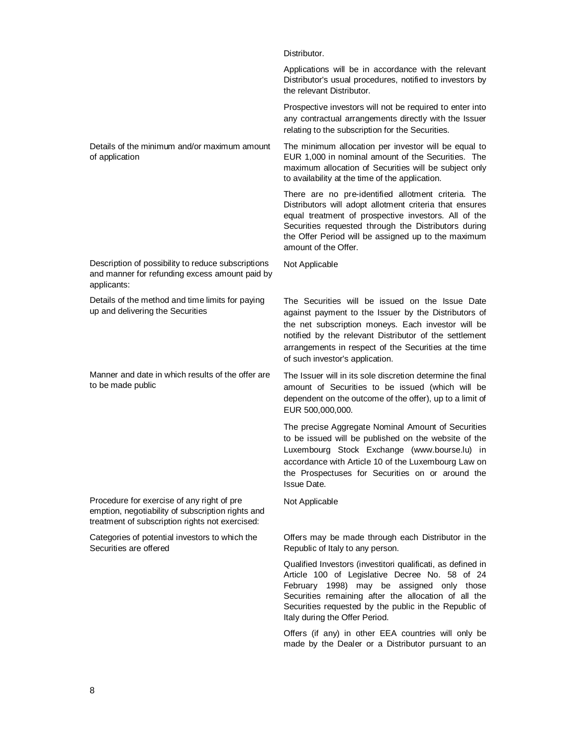| | |
|---|---|
| | Distributor. |
| | Applications will be in accordance with the relevant Distributor's usual procedures, notified to investors by the relevant Distributor. |
| | Prospective investors will not be required to enter into any contractual arrangements directly with the Issuer relating to the subscription for the Securities. |
| Details of the minimum and/or maximum amount of application | The minimum allocation per investor will be equal to EUR 1,000 in nominal amount of the Securities. The maximum allocation of Securities will be subject only to availability at the time of the application. |
| | There are no pre-identified allotment criteria. The Distributors will adopt allotment criteria that ensures equal treatment of prospective investors. All of the Securities requested through the Distributors during the Offer Period will be assigned up to the maximum amount of the Offer. |
| Description of possibility to reduce subscriptions and manner for refunding excess amount paid by applicants: | Not Applicable |
| Details of the method and time limits for paying up and delivering the Securities | The Securities will be issued on the Issue Date against payment to the Issuer by the Distributors of the net subscription moneys. Each investor will be notified by the relevant Distributor of the settlement arrangements in respect of the Securities at the time of such investor's application. |
| Manner and date in which results of the offer are to be made public | The Issuer will in its sole discretion determine the final amount of Securities to be issued (which will be dependent on the outcome of the offer), up to a limit of EUR 500,000,000. |
| | The precise Aggregate Nominal Amount of Securities to be issued will be published on the website of the Luxembourg Stock Exchange (www.bourse.lu) in accordance with Article 10 of the Luxembourg Law on the Prospectuses for Securities on or around the Issue Date. |
| Procedure for exercise of any right of pre emption, negotiability of subscription rights and treatment of subscription rights not exercised: | Not Applicable |
| Categories of potential investors to which the Securities are offered | Offers may be made through each Distributor in the Republic of Italy to any person. |
| | Qualified Investors (investitori qualificati, as defined in Article 100 of Legislative Decree No. 58 of 24 February 1998) may be assigned only those Securities remaining after the allocation of all the Securities requested by the public in the Republic of Italy during the Offer Period. |
| | Offers (if any) in other EEA countries will only be made by the Dealer or a Distributor pursuant to an |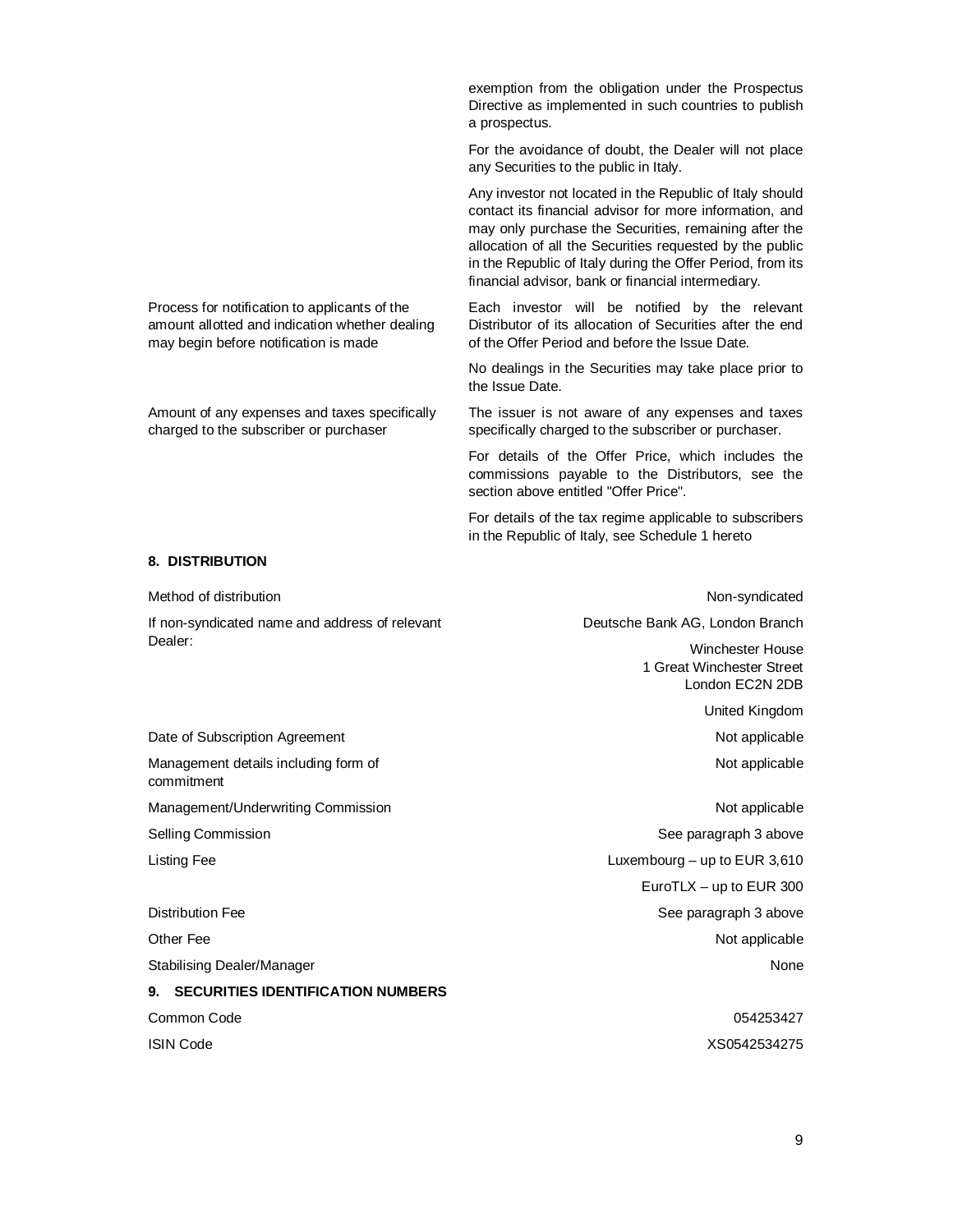| | |
|---|---|
| | exemption from the obligation under the Prospectus Directive as implemented in such countries to publish a prospectus. |
| | For the avoidance of doubt, the Dealer will not place any Securities to the public in Italy. |
| | Any investor not located in the Republic of Italy should contact its financial advisor for more information, and may only purchase the Securities, remaining after the allocation of all the Securities requested by the public in the Republic of Italy during the Offer Period, from its financial advisor, bank or financial intermediary. |
| Process for notification to applicants of the amount allotted and indication whether dealing may begin before notification is made | Each investor will be notified by the relevant Distributor of its allocation of Securities after the end of the Offer Period and before the Issue Date. |
| | No dealings in the Securities may take place prior to the Issue Date. |
| Amount of any expenses and taxes specifically charged to the subscriber or purchaser | The issuer is not aware of any expenses and taxes specifically charged to the subscriber or purchaser. |
| | For details of the Offer Price, which includes the commissions payable to the Distributors, see the section above entitled "Offer Price". |
| | For details of the tax regime applicable to subscribers in the Republic of Italy, see Schedule 1 hereto |

## 8. DISTRIBUTION

| | |
|---|---|
| Method of distribution | Non-syndicated |
| If non-syndicated name and address of relevant Dealer: | Deutsche Bank AG, London Branch<br>Winchester House<br>1 Great Winchester Street<br>London EC2N 2DB<br>United Kingdom |
| Date of Subscription Agreement | Not applicable |
| Management details including form of commitment | Not applicable |
| Management/Underwriting Commission | Not applicable |
| Selling Commission | See paragraph 3 above |
| Listing Fee | Luxembourg – up to EUR 3,610<br>EuroTLX – up to EUR 300 |
| Distribution Fee | See paragraph 3 above |
| Other Fee | Not applicable |
| Stabilising Dealer/Manager | None |

## 9. SECURITIES IDENTIFICATION NUMBERS

| | |
|---|---|
| Common Code | 054253427 |
| ISIN Code | XS0542534275 |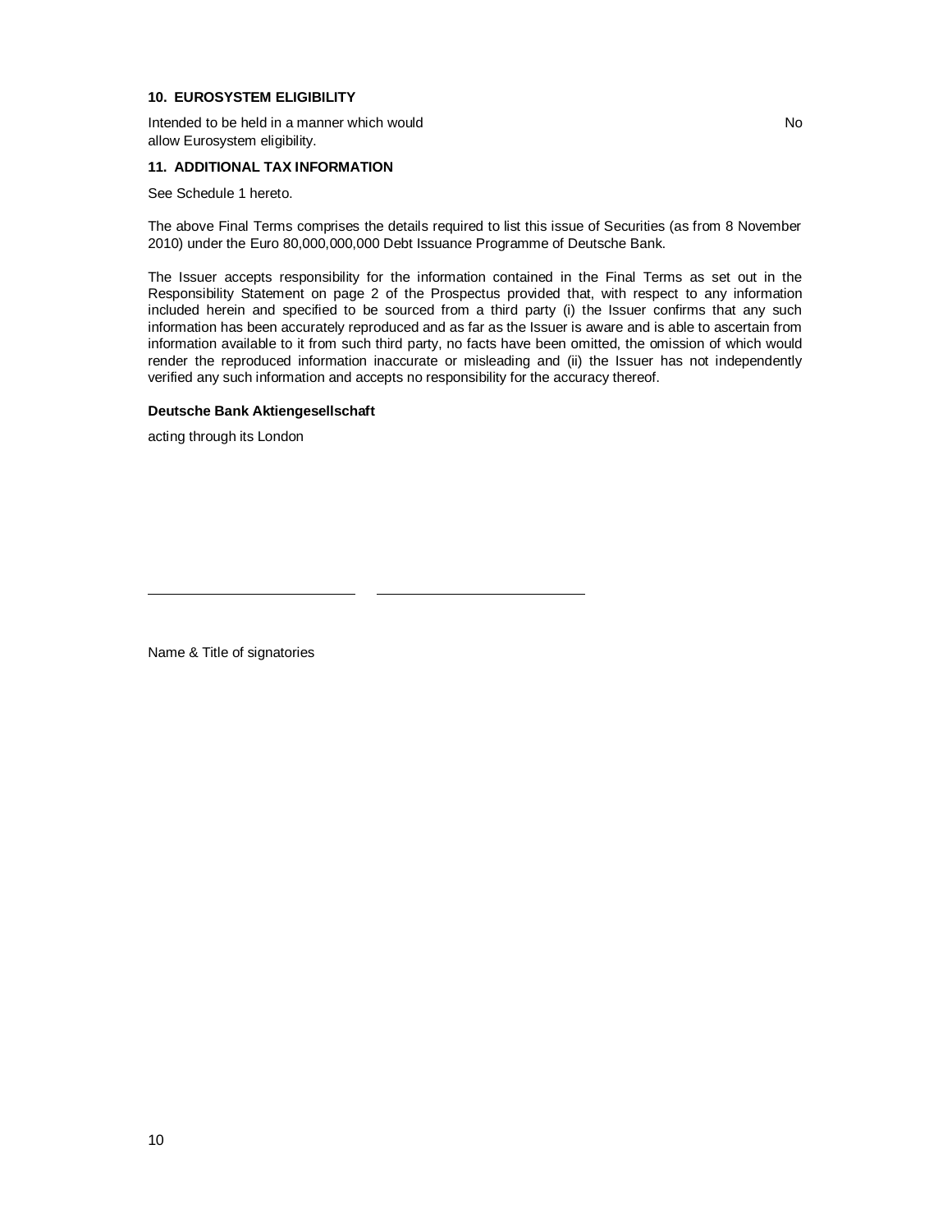**10. EUROSYSTEM ELIGIBILITY**

| | |
|---|---|
| Intended to be held in a manner which would allow Eurosystem eligibility. | No |

**11. ADDITIONAL TAX INFORMATION**

See Schedule 1 hereto.

The above Final Terms comprises the details required to list this issue of Securities (as from 8 November 2010) under the Euro 80,000,000,000 Debt Issuance Programme of Deutsche Bank.

The Issuer accepts responsibility for the information contained in the Final Terms as set out in the Responsibility Statement on page 2 of the Prospectus provided that, with respect to any information included herein and specified to be sourced from a third party (i) the Issuer confirms that any such information has been accurately reproduced and as far as the Issuer is aware and is able to ascertain from information available to it from such third party, no facts have been omitted, the omission of which would render the reproduced information inaccurate or misleading and (ii) the Issuer has not independently verified any such information and accepts no responsibility for the accuracy thereof.

**Deutsche Bank Aktiengesellschaft**

acting through its London

\_\_\_\_\_\_\_\_\_\_\_\_\_\_\_\_\_\_\_\_\_\_\_\_\_\_ \_\_\_\_\_\_\_\_\_\_\_\_\_\_\_\_\_\_\_\_\_\_\_\_\_\_

Name & Title of signatories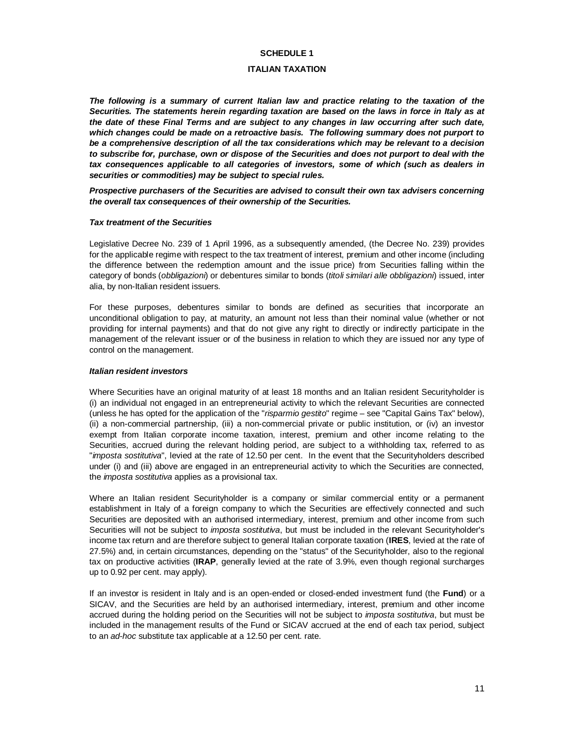**SCHEDULE 1**

**ITALIAN TAXATION**

***The following is a summary of current Italian law and practice relating to the taxation of the Securities. The statements herein regarding taxation are based on the laws in force in Italy as at the date of these Final Terms and are subject to any changes in law occurring after such date, which changes could be made on a retroactive basis. The following summary does not purport to be a comprehensive description of all the tax considerations which may be relevant to a decision to subscribe for, purchase, own or dispose of the Securities and does not purport to deal with the tax consequences applicable to all categories of investors, some of which (such as dealers in securities or commodities) may be subject to special rules.***

***Prospective purchasers of the Securities are advised to consult their own tax advisers concerning the overall tax consequences of their ownership of the Securities.***

***Tax treatment of the Securities***

Legislative Decree No. 239 of 1 April 1996, as a subsequently amended, (the Decree No. 239) provides for the applicable regime with respect to the tax treatment of interest, premium and other income (including the difference between the redemption amount and the issue price) from Securities falling within the category of bonds (*obbligazioni*) or debentures similar to bonds (*titoli similari alle obbligazioni*) issued, inter alia, by non-Italian resident issuers.

For these purposes, debentures similar to bonds are defined as securities that incorporate an unconditional obligation to pay, at maturity, an amount not less than their nominal value (whether or not providing for internal payments) and that do not give any right to directly or indirectly participate in the management of the relevant issuer or of the business in relation to which they are issued nor any type of control on the management.

***Italian resident investors***

Where Securities have an original maturity of at least 18 months and an Italian resident Securityholder is (i) an individual not engaged in an entrepreneurial activity to which the relevant Securities are connected (unless he has opted for the application of the "*risparmio gestito*" regime – see "Capital Gains Tax" below), (ii) a non-commercial partnership, (iii) a non-commercial private or public institution, or (iv) an investor exempt from Italian corporate income taxation, interest, premium and other income relating to the Securities, accrued during the relevant holding period, are subject to a withholding tax, referred to as "*imposta sostitutiva*", levied at the rate of 12.50 per cent. In the event that the Securityholders described under (i) and (iii) above are engaged in an entrepreneurial activity to which the Securities are connected, the *imposta sostitutiva* applies as a provisional tax.

Where an Italian resident Securityholder is a company or similar commercial entity or a permanent establishment in Italy of a foreign company to which the Securities are effectively connected and such Securities are deposited with an authorised intermediary, interest, premium and other income from such Securities will not be subject to *imposta sostitutiva*, but must be included in the relevant Securityholder's income tax return and are therefore subject to general Italian corporate taxation (**IRES**, levied at the rate of 27.5%) and, in certain circumstances, depending on the "status" of the Securityholder, also to the regional tax on productive activities (**IRAP**, generally levied at the rate of 3.9%, even though regional surcharges up to 0.92 per cent. may apply).

If an investor is resident in Italy and is an open-ended or closed-ended investment fund (the **Fund**) or a SICAV, and the Securities are held by an authorised intermediary, interest, premium and other income accrued during the holding period on the Securities will not be subject to *imposta sostitutiva*, but must be included in the management results of the Fund or SICAV accrued at the end of each tax period, subject to an *ad-hoc* substitute tax applicable at a 12.50 per cent. rate.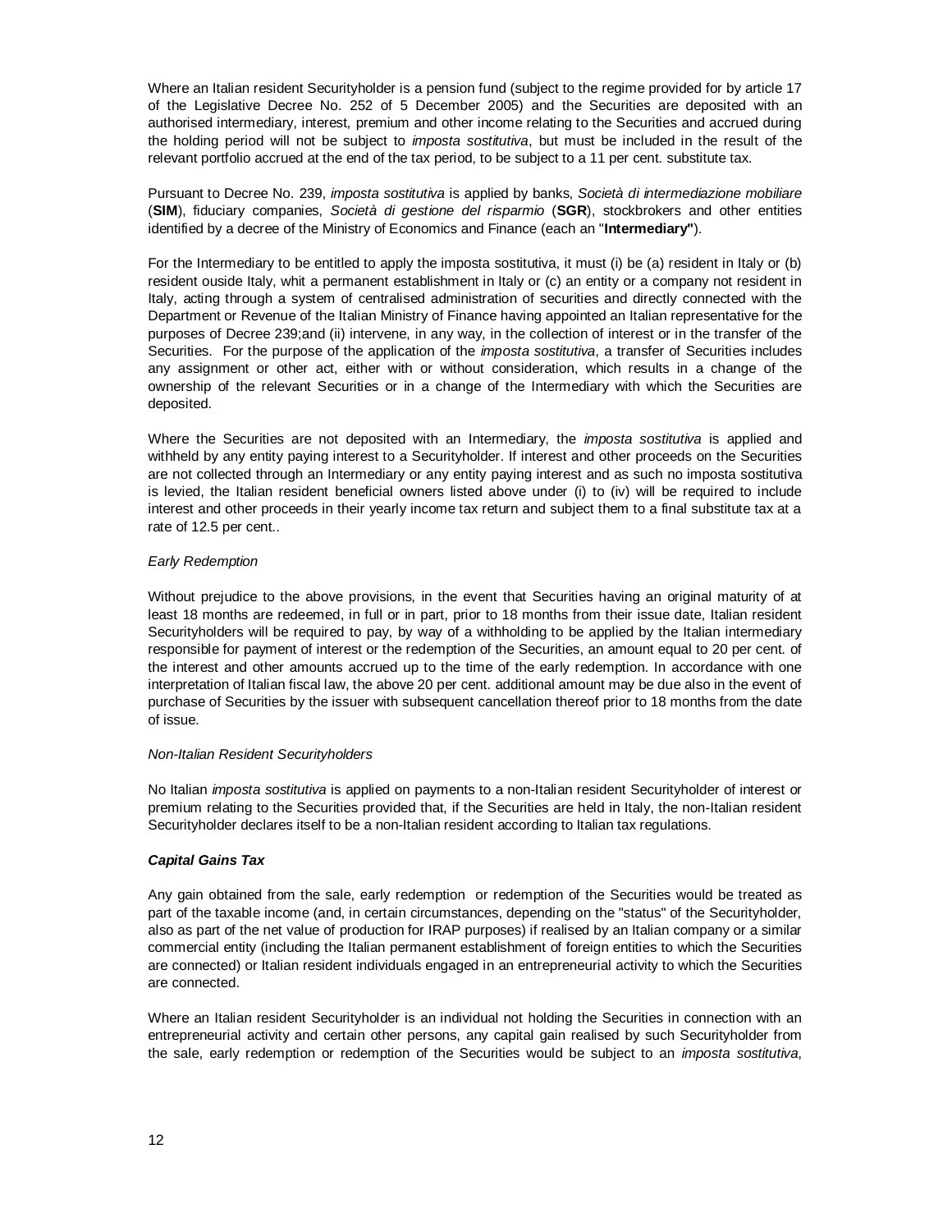Where an Italian resident Securityholder is a pension fund (subject to the regime provided for by article 17 of the Legislative Decree No. 252 of 5 December 2005) and the Securities are deposited with an authorised intermediary, interest, premium and other income relating to the Securities and accrued during the holding period will not be subject to *imposta sostitutiva*, but must be included in the result of the relevant portfolio accrued at the end of the tax period, to be subject to a 11 per cent. substitute tax.

Pursuant to Decree No. 239, *imposta sostitutiva* is applied by banks, *Società di intermediazione mobiliare* (**SIM**), fiduciary companies, *Società di gestione del risparmio* (**SGR**), stockbrokers and other entities identified by a decree of the Ministry of Economics and Finance (each an "**Intermediary"**).

For the Intermediary to be entitled to apply the imposta sostitutiva, it must (i) be (a) resident in Italy or (b) resident ouside Italy, whit a permanent establishment in Italy or (c) an entity or a company not resident in Italy, acting through a system of centralised administration of securities and directly connected with the Department or Revenue of the Italian Ministry of Finance having appointed an Italian representative for the purposes of Decree 239;and (ii) intervene, in any way, in the collection of interest or in the transfer of the Securities. For the purpose of the application of the *imposta sostitutiva*, a transfer of Securities includes any assignment or other act, either with or without consideration, which results in a change of the ownership of the relevant Securities or in a change of the Intermediary with which the Securities are deposited.

Where the Securities are not deposited with an Intermediary, the *imposta sostitutiva* is applied and withheld by any entity paying interest to a Securityholder. If interest and other proceeds on the Securities are not collected through an Intermediary or any entity paying interest and as such no imposta sostitutiva is levied, the Italian resident beneficial owners listed above under (i) to (iv) will be required to include interest and other proceeds in their yearly income tax return and subject them to a final substitute tax at a rate of 12.5 per cent..

*Early Redemption*

Without prejudice to the above provisions, in the event that Securities having an original maturity of at least 18 months are redeemed, in full or in part, prior to 18 months from their issue date, Italian resident Securityholders will be required to pay, by way of a withholding to be applied by the Italian intermediary responsible for payment of interest or the redemption of the Securities, an amount equal to 20 per cent. of the interest and other amounts accrued up to the time of the early redemption. In accordance with one interpretation of Italian fiscal law, the above 20 per cent. additional amount may be due also in the event of purchase of Securities by the issuer with subsequent cancellation thereof prior to 18 months from the date of issue.

*Non-Italian Resident Securityholders*

No Italian *imposta sostitutiva* is applied on payments to a non-Italian resident Securityholder of interest or premium relating to the Securities provided that, if the Securities are held in Italy, the non-Italian resident Securityholder declares itself to be a non-Italian resident according to Italian tax regulations.

***Capital Gains Tax***

Any gain obtained from the sale, early redemption or redemption of the Securities would be treated as part of the taxable income (and, in certain circumstances, depending on the "status" of the Securityholder, also as part of the net value of production for IRAP purposes) if realised by an Italian company or a similar commercial entity (including the Italian permanent establishment of foreign entities to which the Securities are connected) or Italian resident individuals engaged in an entrepreneurial activity to which the Securities are connected.

Where an Italian resident Securityholder is an individual not holding the Securities in connection with an entrepreneurial activity and certain other persons, any capital gain realised by such Securityholder from the sale, early redemption or redemption of the Securities would be subject to an *imposta sostitutiva*,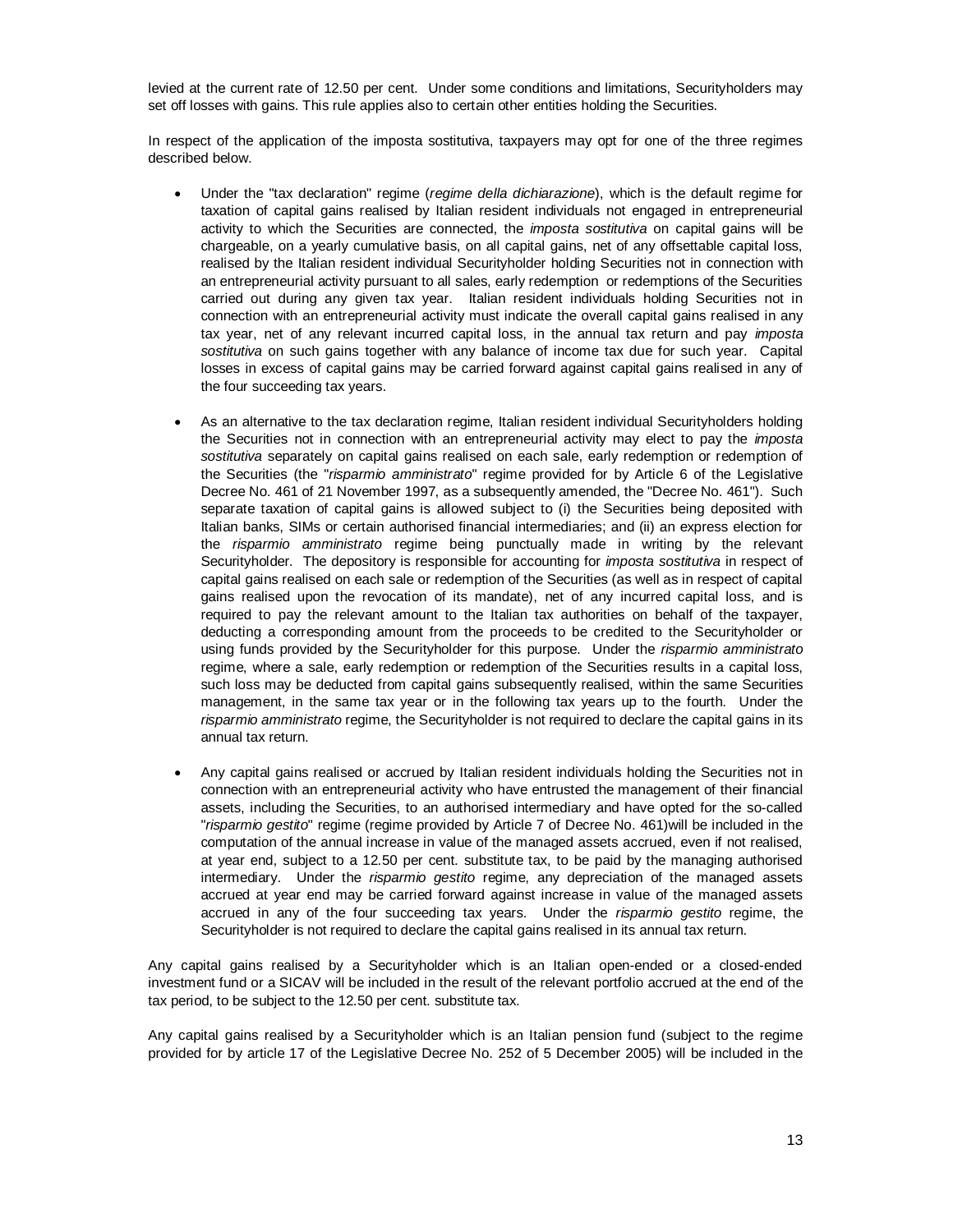levied at the current rate of 12.50 per cent. Under some conditions and limitations, Securityholders may set off losses with gains. This rule applies also to certain other entities holding the Securities.

In respect of the application of the imposta sostitutiva, taxpayers may opt for one of the three regimes described below.

- Under the "tax declaration" regime (*regime della dichiarazione*), which is the default regime for taxation of capital gains realised by Italian resident individuals not engaged in entrepreneurial activity to which the Securities are connected, the *imposta sostitutiva* on capital gains will be chargeable, on a yearly cumulative basis, on all capital gains, net of any offsettable capital loss, realised by the Italian resident individual Securityholder holding Securities not in connection with an entrepreneurial activity pursuant to all sales, early redemption or redemptions of the Securities carried out during any given tax year. Italian resident individuals holding Securities not in connection with an entrepreneurial activity must indicate the overall capital gains realised in any tax year, net of any relevant incurred capital loss, in the annual tax return and pay *imposta sostitutiva* on such gains together with any balance of income tax due for such year. Capital losses in excess of capital gains may be carried forward against capital gains realised in any of the four succeeding tax years.

- As an alternative to the tax declaration regime, Italian resident individual Securityholders holding the Securities not in connection with an entrepreneurial activity may elect to pay the *imposta sostitutiva* separately on capital gains realised on each sale, early redemption or redemption of the Securities (the "*risparmio amministrato*" regime provided for by Article 6 of the Legislative Decree No. 461 of 21 November 1997, as a subsequently amended, the "Decree No. 461"). Such separate taxation of capital gains is allowed subject to (i) the Securities being deposited with Italian banks, SIMs or certain authorised financial intermediaries; and (ii) an express election for the *risparmio amministrato* regime being punctually made in writing by the relevant Securityholder. The depository is responsible for accounting for *imposta sostitutiva* in respect of capital gains realised on each sale or redemption of the Securities (as well as in respect of capital gains realised upon the revocation of its mandate), net of any incurred capital loss, and is required to pay the relevant amount to the Italian tax authorities on behalf of the taxpayer, deducting a corresponding amount from the proceeds to be credited to the Securityholder or using funds provided by the Securityholder for this purpose. Under the *risparmio amministrato* regime, where a sale, early redemption or redemption of the Securities results in a capital loss, such loss may be deducted from capital gains subsequently realised, within the same Securities management, in the same tax year or in the following tax years up to the fourth. Under the *risparmio amministrato* regime, the Securityholder is not required to declare the capital gains in its annual tax return.

- Any capital gains realised or accrued by Italian resident individuals holding the Securities not in connection with an entrepreneurial activity who have entrusted the management of their financial assets, including the Securities, to an authorised intermediary and have opted for the so-called "*risparmio gestito*" regime (regime provided by Article 7 of Decree No. 461)will be included in the computation of the annual increase in value of the managed assets accrued, even if not realised, at year end, subject to a 12.50 per cent. substitute tax, to be paid by the managing authorised intermediary. Under the *risparmio gestito* regime, any depreciation of the managed assets accrued at year end may be carried forward against increase in value of the managed assets accrued in any of the four succeeding tax years. Under the *risparmio gestito* regime, the Securityholder is not required to declare the capital gains realised in its annual tax return.

Any capital gains realised by a Securityholder which is an Italian open-ended or a closed-ended investment fund or a SICAV will be included in the result of the relevant portfolio accrued at the end of the tax period, to be subject to the 12.50 per cent. substitute tax.

Any capital gains realised by a Securityholder which is an Italian pension fund (subject to the regime provided for by article 17 of the Legislative Decree No. 252 of 5 December 2005) will be included in the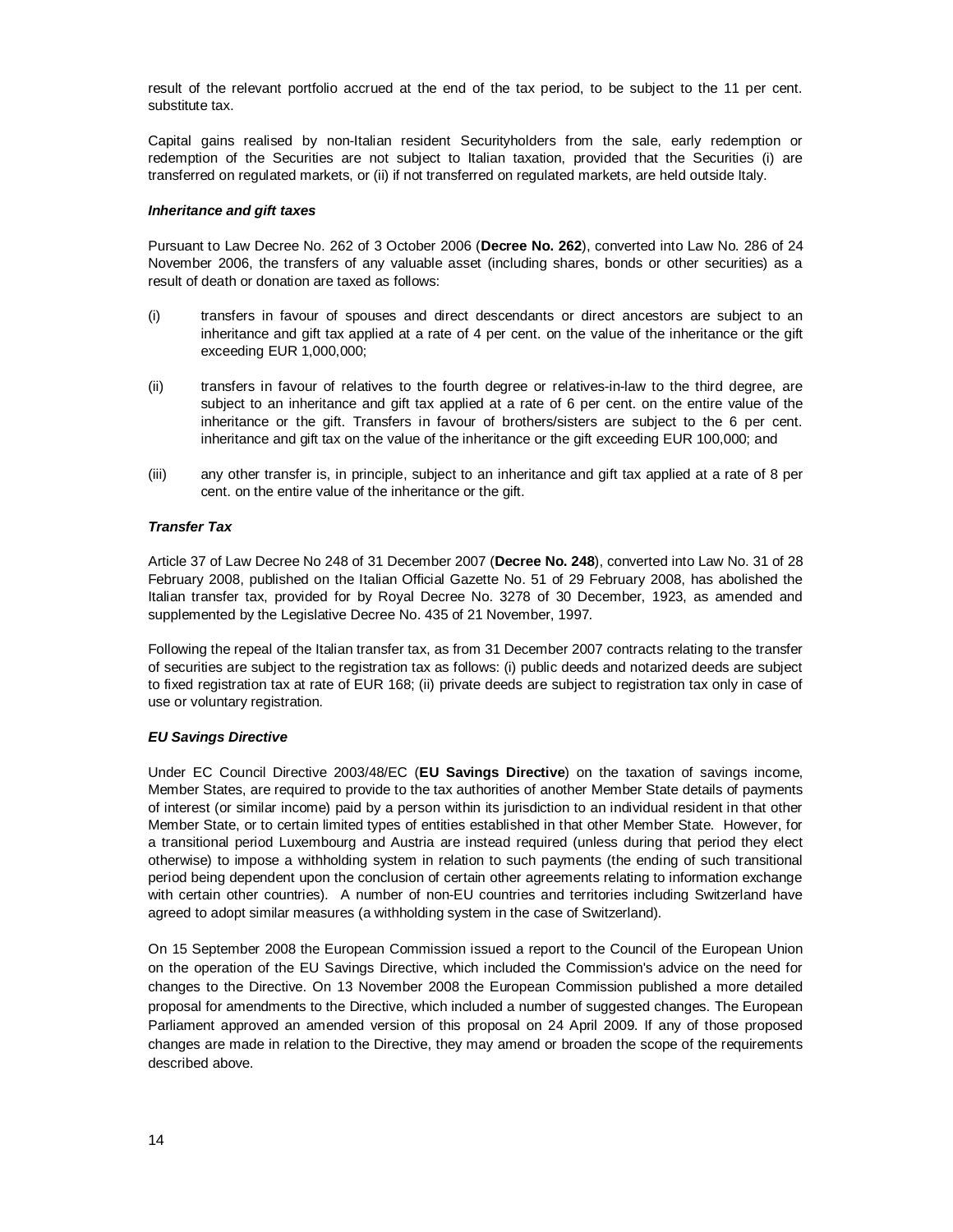result of the relevant portfolio accrued at the end of the tax period, to be subject to the 11 per cent. substitute tax.

Capital gains realised by non-Italian resident Securityholders from the sale, early redemption or redemption of the Securities are not subject to Italian taxation, provided that the Securities (i) are transferred on regulated markets, or (ii) if not transferred on regulated markets, are held outside Italy.

***Inheritance and gift taxes***

Pursuant to Law Decree No. 262 of 3 October 2006 (**Decree No. 262**), converted into Law No. 286 of 24 November 2006, the transfers of any valuable asset (including shares, bonds or other securities) as a result of death or donation are taxed as follows:

(i) transfers in favour of spouses and direct descendants or direct ancestors are subject to an inheritance and gift tax applied at a rate of 4 per cent. on the value of the inheritance or the gift exceeding EUR 1,000,000;

(ii) transfers in favour of relatives to the fourth degree or relatives-in-law to the third degree, are subject to an inheritance and gift tax applied at a rate of 6 per cent. on the entire value of the inheritance or the gift. Transfers in favour of brothers/sisters are subject to the 6 per cent. inheritance and gift tax on the value of the inheritance or the gift exceeding EUR 100,000; and

(iii) any other transfer is, in principle, subject to an inheritance and gift tax applied at a rate of 8 per cent. on the entire value of the inheritance or the gift.

***Transfer Tax***

Article 37 of Law Decree No 248 of 31 December 2007 (**Decree No. 248**), converted into Law No. 31 of 28 February 2008, published on the Italian Official Gazette No. 51 of 29 February 2008, has abolished the Italian transfer tax, provided for by Royal Decree No. 3278 of 30 December, 1923, as amended and supplemented by the Legislative Decree No. 435 of 21 November, 1997.

Following the repeal of the Italian transfer tax, as from 31 December 2007 contracts relating to the transfer of securities are subject to the registration tax as follows: (i) public deeds and notarized deeds are subject to fixed registration tax at rate of EUR 168; (ii) private deeds are subject to registration tax only in case of use or voluntary registration.

***EU Savings Directive***

Under EC Council Directive 2003/48/EC (**EU Savings Directive**) on the taxation of savings income, Member States, are required to provide to the tax authorities of another Member State details of payments of interest (or similar income) paid by a person within its jurisdiction to an individual resident in that other Member State, or to certain limited types of entities established in that other Member State. However, for a transitional period Luxembourg and Austria are instead required (unless during that period they elect otherwise) to impose a withholding system in relation to such payments (the ending of such transitional period being dependent upon the conclusion of certain other agreements relating to information exchange with certain other countries). A number of non-EU countries and territories including Switzerland have agreed to adopt similar measures (a withholding system in the case of Switzerland).

On 15 September 2008 the European Commission issued a report to the Council of the European Union on the operation of the EU Savings Directive, which included the Commission's advice on the need for changes to the Directive. On 13 November 2008 the European Commission published a more detailed proposal for amendments to the Directive, which included a number of suggested changes. The European Parliament approved an amended version of this proposal on 24 April 2009. If any of those proposed changes are made in relation to the Directive, they may amend or broaden the scope of the requirements described above.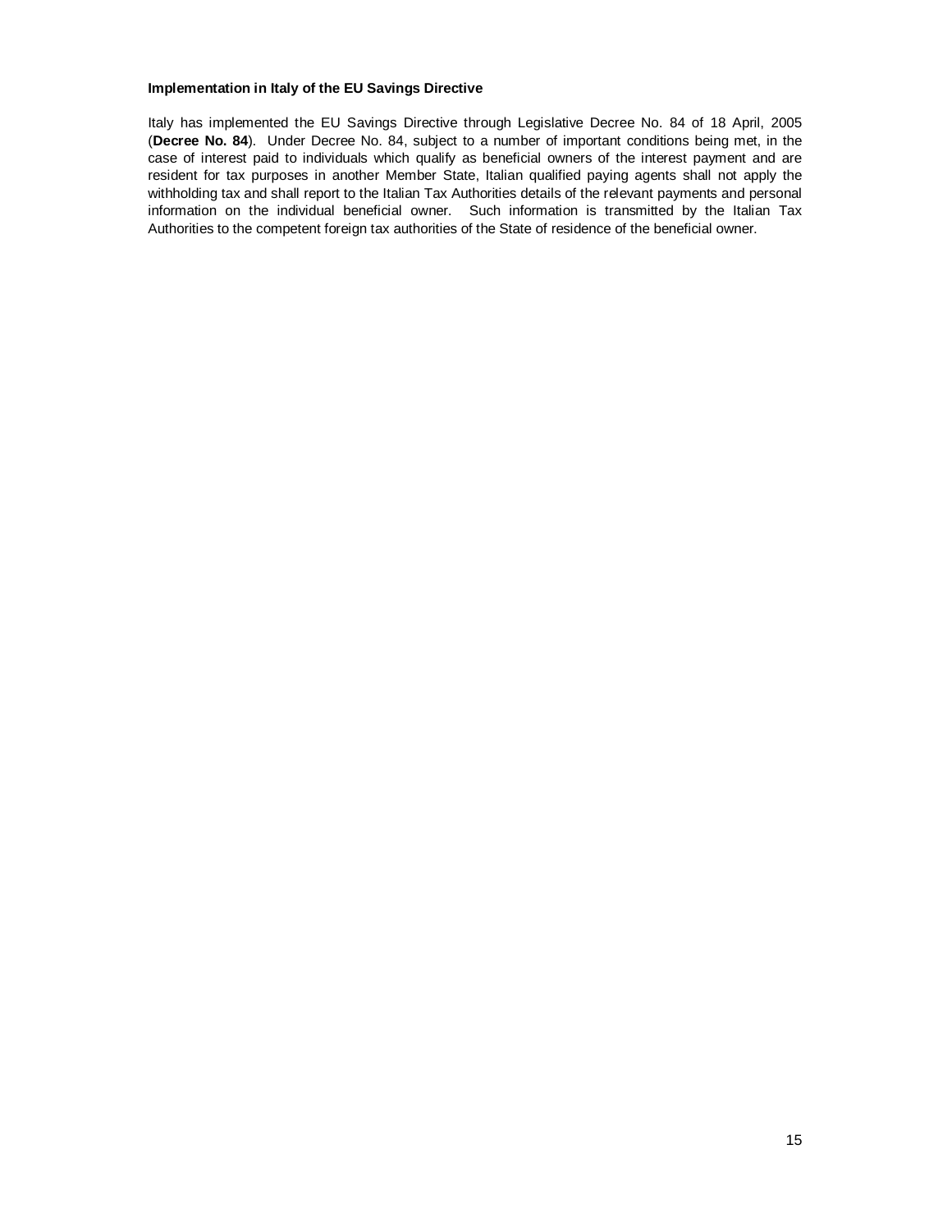**Implementation in Italy of the EU Savings Directive**

Italy has implemented the EU Savings Directive through Legislative Decree No. 84 of 18 April, 2005 (**Decree No. 84**). Under Decree No. 84, subject to a number of important conditions being met, in the case of interest paid to individuals which qualify as beneficial owners of the interest payment and are resident for tax purposes in another Member State, Italian qualified paying agents shall not apply the withholding tax and shall report to the Italian Tax Authorities details of the relevant payments and personal information on the individual beneficial owner. Such information is transmitted by the Italian Tax Authorities to the competent foreign tax authorities of the State of residence of the beneficial owner.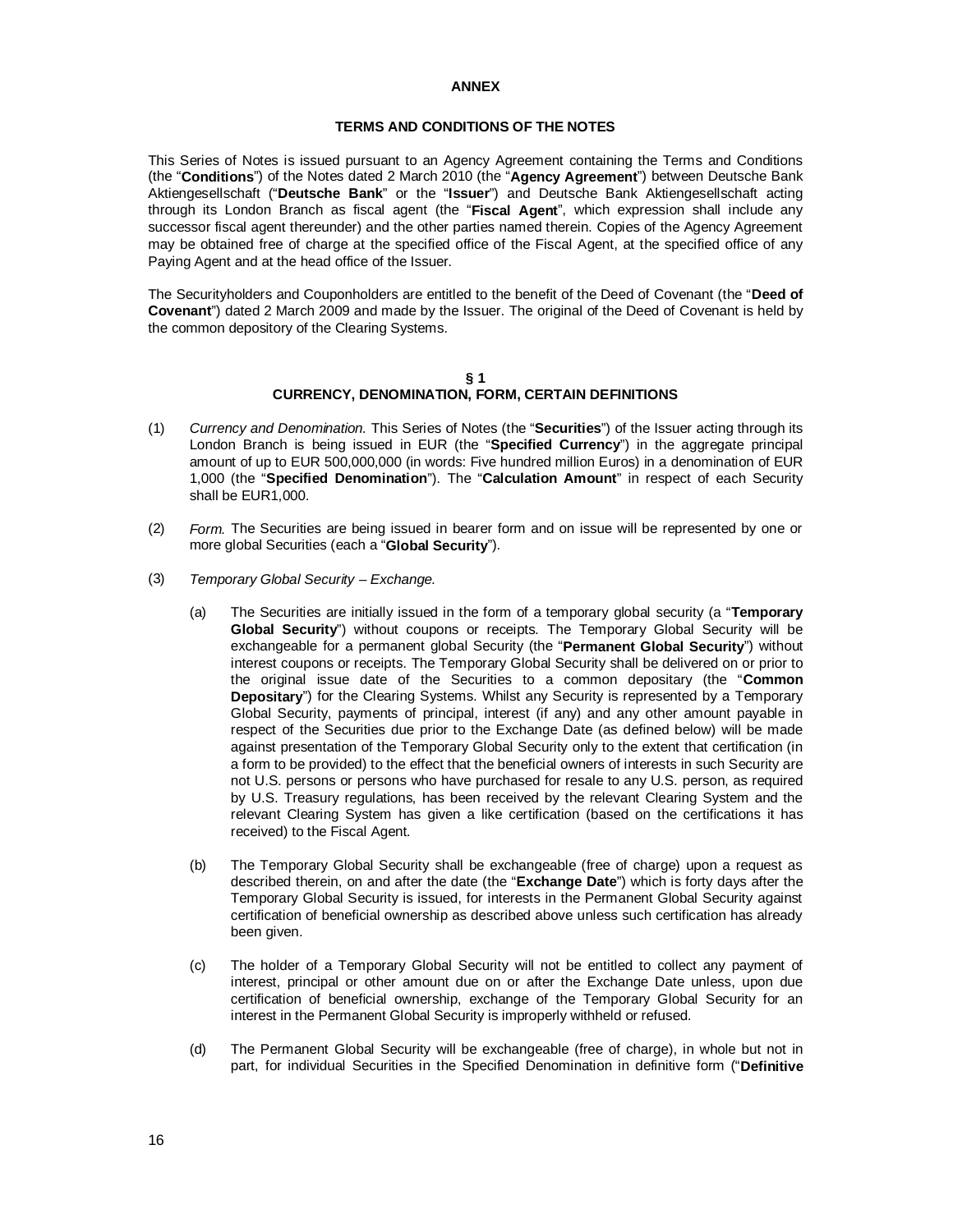**ANNEX**

**TERMS AND CONDITIONS OF THE NOTES**

This Series of Notes is issued pursuant to an Agency Agreement containing the Terms and Conditions (the "**Conditions**") of the Notes dated 2 March 2010 (the "**Agency Agreement**") between Deutsche Bank Aktiengesellschaft ("**Deutsche Bank**" or the "**Issuer**") and Deutsche Bank Aktiengesellschaft acting through its London Branch as fiscal agent (the "**Fiscal Agent**", which expression shall include any successor fiscal agent thereunder) and the other parties named therein. Copies of the Agency Agreement may be obtained free of charge at the specified office of the Fiscal Agent, at the specified office of any Paying Agent and at the head office of the Issuer.

The Securityholders and Couponholders are entitled to the benefit of the Deed of Covenant (the "**Deed of Covenant**") dated 2 March 2009 and made by the Issuer. The original of the Deed of Covenant is held by the common depository of the Clearing Systems.

**§ 1**
**CURRENCY, DENOMINATION, FORM, CERTAIN DEFINITIONS**

(1) *Currency and Denomination.* This Series of Notes (the "**Securities**") of the Issuer acting through its London Branch is being issued in EUR (the "**Specified Currency**") in the aggregate principal amount of up to EUR 500,000,000 (in words: Five hundred million Euros) in a denomination of EUR 1,000 (the "**Specified Denomination**"). The "**Calculation Amount**" in respect of each Security shall be EUR1,000.

(2) *Form.* The Securities are being issued in bearer form and on issue will be represented by one or more global Securities (each a "**Global Security**").

(3) *Temporary Global Security – Exchange.*

(a) The Securities are initially issued in the form of a temporary global security (a "**Temporary Global Security**") without coupons or receipts. The Temporary Global Security will be exchangeable for a permanent global Security (the "**Permanent Global Security**") without interest coupons or receipts. The Temporary Global Security shall be delivered on or prior to the original issue date of the Securities to a common depositary (the "**Common Depositary**") for the Clearing Systems. Whilst any Security is represented by a Temporary Global Security, payments of principal, interest (if any) and any other amount payable in respect of the Securities due prior to the Exchange Date (as defined below) will be made against presentation of the Temporary Global Security only to the extent that certification (in a form to be provided) to the effect that the beneficial owners of interests in such Security are not U.S. persons or persons who have purchased for resale to any U.S. person, as required by U.S. Treasury regulations, has been received by the relevant Clearing System and the relevant Clearing System has given a like certification (based on the certifications it has received) to the Fiscal Agent.

(b) The Temporary Global Security shall be exchangeable (free of charge) upon a request as described therein, on and after the date (the "**Exchange Date**") which is forty days after the Temporary Global Security is issued, for interests in the Permanent Global Security against certification of beneficial ownership as described above unless such certification has already been given.

(c) The holder of a Temporary Global Security will not be entitled to collect any payment of interest, principal or other amount due on or after the Exchange Date unless, upon due certification of beneficial ownership, exchange of the Temporary Global Security for an interest in the Permanent Global Security is improperly withheld or refused.

(d) The Permanent Global Security will be exchangeable (free of charge), in whole but not in part, for individual Securities in the Specified Denomination in definitive form ("**Definitive**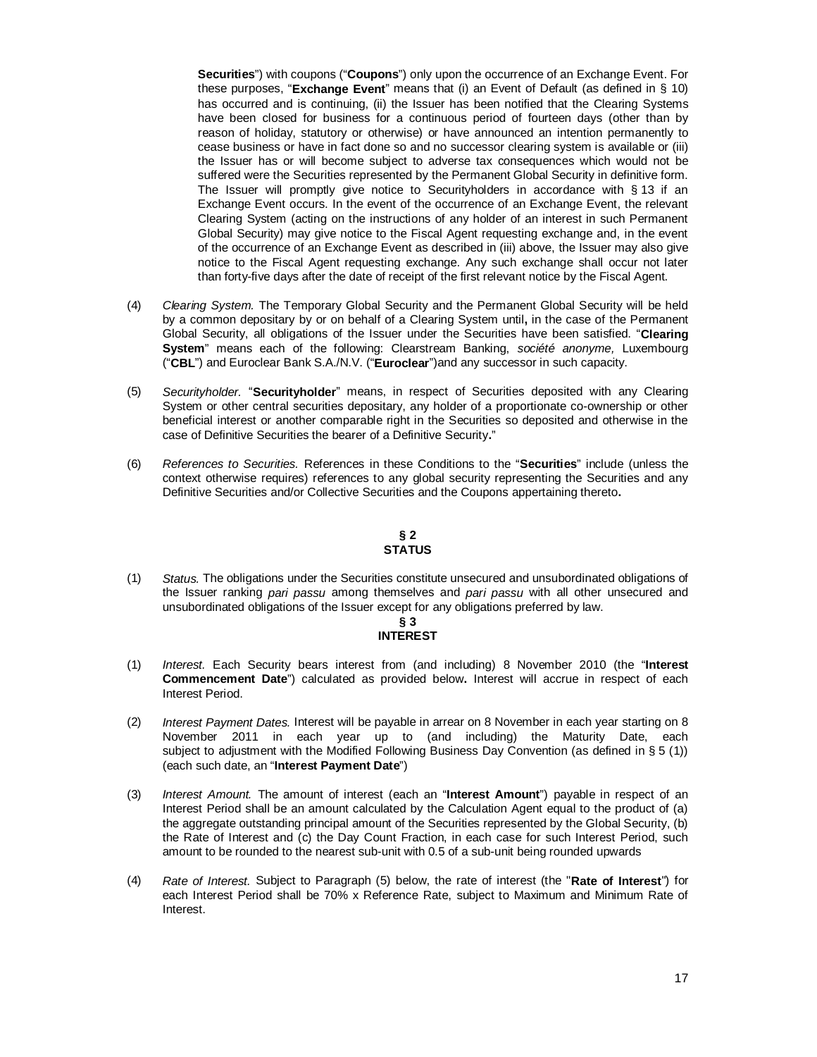**Securities**") with coupons ("**Coupons**") only upon the occurrence of an Exchange Event. For these purposes, "**Exchange Event**" means that (i) an Event of Default (as defined in § 10) has occurred and is continuing, (ii) the Issuer has been notified that the Clearing Systems have been closed for business for a continuous period of fourteen days (other than by reason of holiday, statutory or otherwise) or have announced an intention permanently to cease business or have in fact done so and no successor clearing system is available or (iii) the Issuer has or will become subject to adverse tax consequences which would not be suffered were the Securities represented by the Permanent Global Security in definitive form. The Issuer will promptly give notice to Securityholders in accordance with § 13 if an Exchange Event occurs. In the event of the occurrence of an Exchange Event, the relevant Clearing System (acting on the instructions of any holder of an interest in such Permanent Global Security) may give notice to the Fiscal Agent requesting exchange and, in the event of the occurrence of an Exchange Event as described in (iii) above, the Issuer may also give notice to the Fiscal Agent requesting exchange. Any such exchange shall occur not later than forty-five days after the date of receipt of the first relevant notice by the Fiscal Agent.

(4) *Clearing System.* The Temporary Global Security and the Permanent Global Security will be held by a common depositary by or on behalf of a Clearing System until**,** in the case of the Permanent Global Security, all obligations of the Issuer under the Securities have been satisfied. "**Clearing System**" means each of the following: Clearstream Banking, *société anonyme,* Luxembourg ("**CBL**") and Euroclear Bank S.A./N.V. ("**Euroclear**")and any successor in such capacity.

(5) *Securityholder.* "**Securityholder**" means, in respect of Securities deposited with any Clearing System or other central securities depositary, any holder of a proportionate co-ownership or other beneficial interest or another comparable right in the Securities so deposited and otherwise in the case of Definitive Securities the bearer of a Definitive Security**.**"

(6) *References to Securities.* References in these Conditions to the "**Securities**" include (unless the context otherwise requires) references to any global security representing the Securities and any Definitive Securities and/or Collective Securities and the Coupons appertaining thereto**.**

## § 2
## STATUS

(1) *Status.* The obligations under the Securities constitute unsecured and unsubordinated obligations of the Issuer ranking *pari passu* among themselves and *pari passu* with all other unsecured and unsubordinated obligations of the Issuer except for any obligations preferred by law.

## § 3
## INTEREST

(1) *Interest.* Each Security bears interest from (and including) 8 November 2010 (the "**Interest Commencement Date**") calculated as provided below**.** Interest will accrue in respect of each Interest Period.

(2) *Interest Payment Dates.* Interest will be payable in arrear on 8 November in each year starting on 8 November 2011 in each year up to (and including) the Maturity Date, each subject to adjustment with the Modified Following Business Day Convention (as defined in § 5 (1)) (each such date, an "**Interest Payment Date**")

(3) *Interest Amount.* The amount of interest (each an "**Interest Amount**") payable in respect of an Interest Period shall be an amount calculated by the Calculation Agent equal to the product of (a) the aggregate outstanding principal amount of the Securities represented by the Global Security, (b) the Rate of Interest and (c) the Day Count Fraction, in each case for such Interest Period, such amount to be rounded to the nearest sub-unit with 0.5 of a sub-unit being rounded upwards

(4) *Rate of Interest.* Subject to Paragraph (5) below, the rate of interest (the "**Rate of Interest**") for each Interest Period shall be 70% x Reference Rate, subject to Maximum and Minimum Rate of Interest.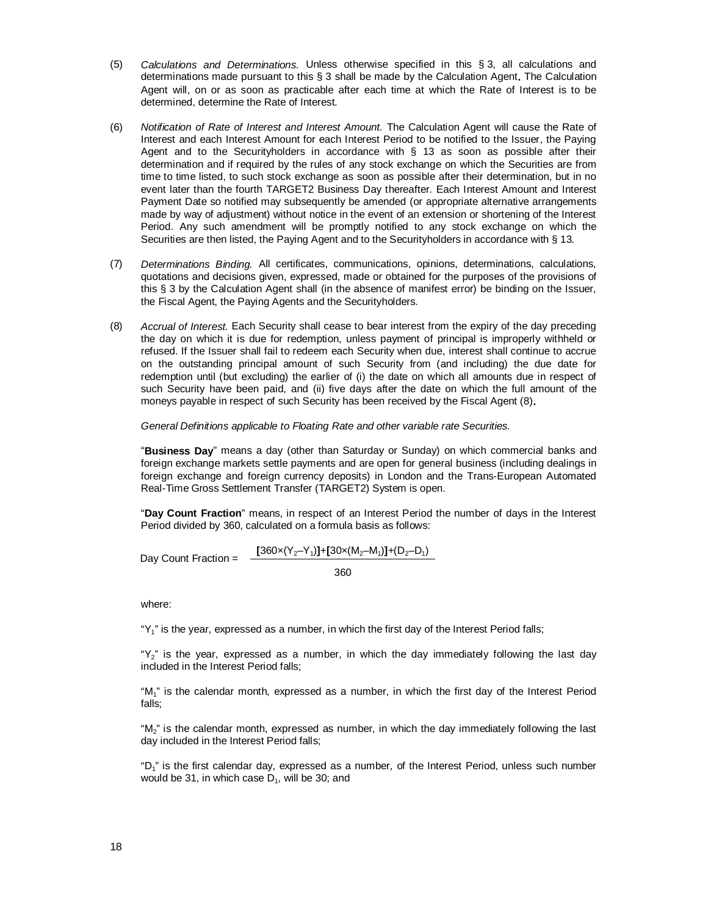(5) *Calculations and Determinations.* Unless otherwise specified in this § 3, all calculations and determinations made pursuant to this § 3 shall be made by the Calculation Agent. The Calculation Agent will, on or as soon as practicable after each time at which the Rate of Interest is to be determined, determine the Rate of Interest.

(6) *Notification of Rate of Interest and Interest Amount.* The Calculation Agent will cause the Rate of Interest and each Interest Amount for each Interest Period to be notified to the Issuer, the Paying Agent and to the Securityholders in accordance with § 13 as soon as possible after their determination and if required by the rules of any stock exchange on which the Securities are from time to time listed, to such stock exchange as soon as possible after their determination, but in no event later than the fourth TARGET2 Business Day thereafter. Each Interest Amount and Interest Payment Date so notified may subsequently be amended (or appropriate alternative arrangements made by way of adjustment) without notice in the event of an extension or shortening of the Interest Period. Any such amendment will be promptly notified to any stock exchange on which the Securities are then listed, the Paying Agent and to the Securityholders in accordance with § 13.

(7) *Determinations Binding.* All certificates, communications, opinions, determinations, calculations, quotations and decisions given, expressed, made or obtained for the purposes of the provisions of this § 3 by the Calculation Agent shall (in the absence of manifest error) be binding on the Issuer, the Fiscal Agent, the Paying Agents and the Securityholders.

(8) *Accrual of Interest.* Each Security shall cease to bear interest from the expiry of the day preceding the day on which it is due for redemption, unless payment of principal is improperly withheld or refused. If the Issuer shall fail to redeem each Security when due, interest shall continue to accrue on the outstanding principal amount of such Security from (and including) the due date for redemption until (but excluding) the earlier of (i) the date on which all amounts due in respect of such Security have been paid, and (ii) five days after the date on which the full amount of the moneys payable in respect of such Security has been received by the Fiscal Agent (8).

*General Definitions applicable to Floating Rate and other variable rate Securities.*

"**Business Day**" means a day (other than Saturday or Sunday) on which commercial banks and foreign exchange markets settle payments and are open for general business (including dealings in foreign exchange and foreign currency deposits) in London and the Trans-European Automated Real-Time Gross Settlement Transfer (TARGET2) System is open.

"**Day Count Fraction**" means, in respect of an Interest Period the number of days in the Interest Period divided by 360, calculated on a formula basis as follows:

$$\text{Day Count Fraction} = \frac{[360 \times (Y_2 - Y_1)] + [30 \times (M_2 - M_1)] + (D_2 - D_1)}{360}$$

where:

"$Y_1$" is the year, expressed as a number, in which the first day of the Interest Period falls;

"$Y_2$" is the year, expressed as a number, in which the day immediately following the last day included in the Interest Period falls;

"$M_1$" is the calendar month, expressed as a number, in which the first day of the Interest Period falls;

"$M_2$" is the calendar month, expressed as number, in which the day immediately following the last day included in the Interest Period falls;

"$D_1$" is the first calendar day, expressed as a number, of the Interest Period, unless such number would be 31, in which case $D_1$, will be 30; and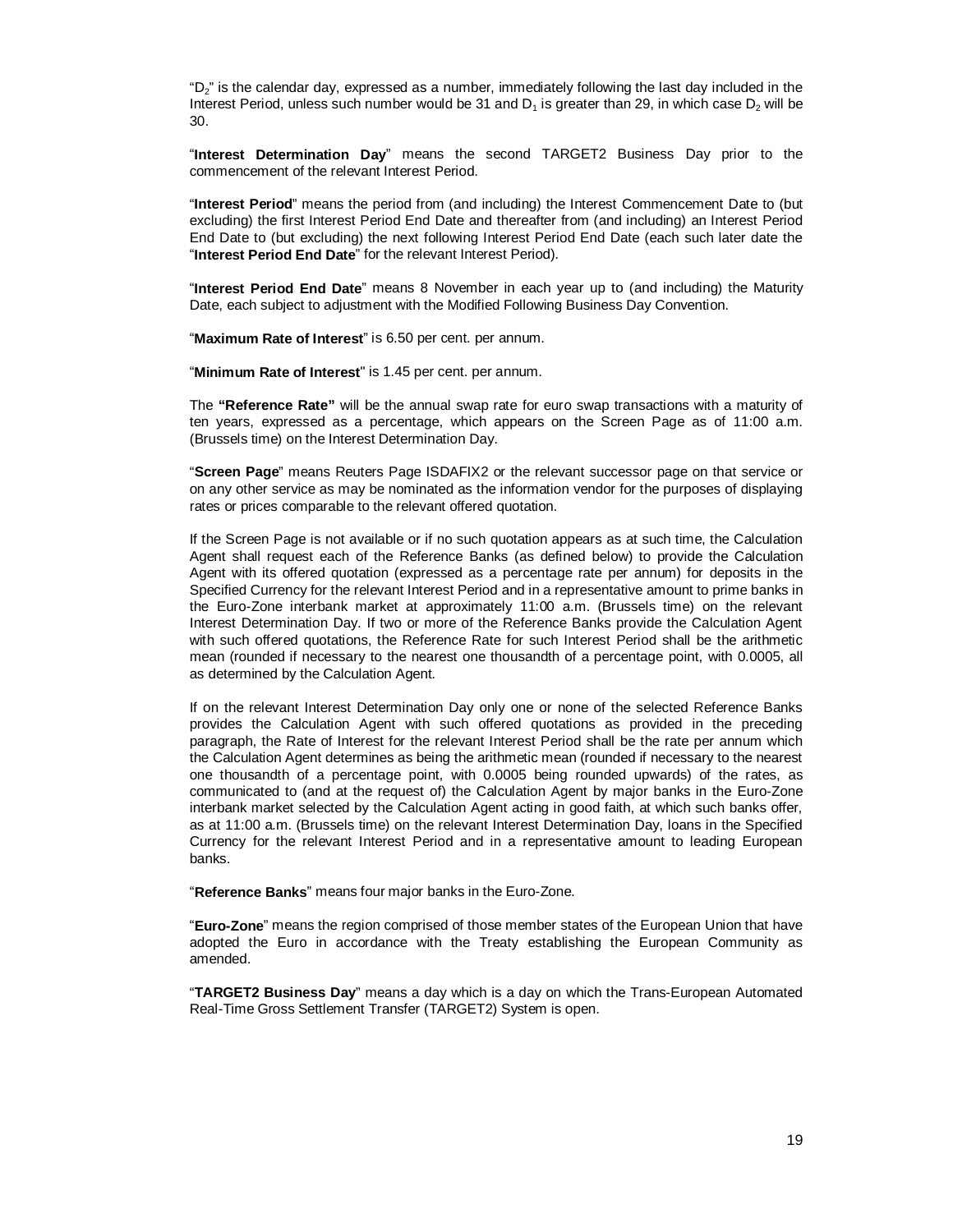"$D_2$" is the calendar day, expressed as a number, immediately following the last day included in the Interest Period, unless such number would be 31 and $D_1$ is greater than 29, in which case $D_2$ will be 30.

"**Interest Determination Day**" means the second TARGET2 Business Day prior to the commencement of the relevant Interest Period.

"**Interest Period**" means the period from (and including) the Interest Commencement Date to (but excluding) the first Interest Period End Date and thereafter from (and including) an Interest Period End Date to (but excluding) the next following Interest Period End Date (each such later date the "**Interest Period End Date**" for the relevant Interest Period).

"**Interest Period End Date**" means 8 November in each year up to (and including) the Maturity Date, each subject to adjustment with the Modified Following Business Day Convention.

"**Maximum Rate of Interest**" is 6.50 per cent. per annum.

"**Minimum Rate of Interest**" is 1.45 per cent. per annum.

The **"Reference Rate"** will be the annual swap rate for euro swap transactions with a maturity of ten years, expressed as a percentage, which appears on the Screen Page as of 11:00 a.m. (Brussels time) on the Interest Determination Day.

"**Screen Page**" means Reuters Page ISDAFIX2 or the relevant successor page on that service or on any other service as may be nominated as the information vendor for the purposes of displaying rates or prices comparable to the relevant offered quotation.

If the Screen Page is not available or if no such quotation appears as at such time, the Calculation Agent shall request each of the Reference Banks (as defined below) to provide the Calculation Agent with its offered quotation (expressed as a percentage rate per annum) for deposits in the Specified Currency for the relevant Interest Period and in a representative amount to prime banks in the Euro-Zone interbank market at approximately 11:00 a.m. (Brussels time) on the relevant Interest Determination Day. If two or more of the Reference Banks provide the Calculation Agent with such offered quotations, the Reference Rate for such Interest Period shall be the arithmetic mean (rounded if necessary to the nearest one thousandth of a percentage point, with 0.0005, all as determined by the Calculation Agent.

If on the relevant Interest Determination Day only one or none of the selected Reference Banks provides the Calculation Agent with such offered quotations as provided in the preceding paragraph, the Rate of Interest for the relevant Interest Period shall be the rate per annum which the Calculation Agent determines as being the arithmetic mean (rounded if necessary to the nearest one thousandth of a percentage point, with 0.0005 being rounded upwards) of the rates, as communicated to (and at the request of) the Calculation Agent by major banks in the Euro-Zone interbank market selected by the Calculation Agent acting in good faith, at which such banks offer, as at 11:00 a.m. (Brussels time) on the relevant Interest Determination Day, loans in the Specified Currency for the relevant Interest Period and in a representative amount to leading European banks.

"**Reference Banks**" means four major banks in the Euro-Zone.

"**Euro-Zone**" means the region comprised of those member states of the European Union that have adopted the Euro in accordance with the Treaty establishing the European Community as amended.

"**TARGET2 Business Day**" means a day which is a day on which the Trans-European Automated Real-Time Gross Settlement Transfer (TARGET2) System is open.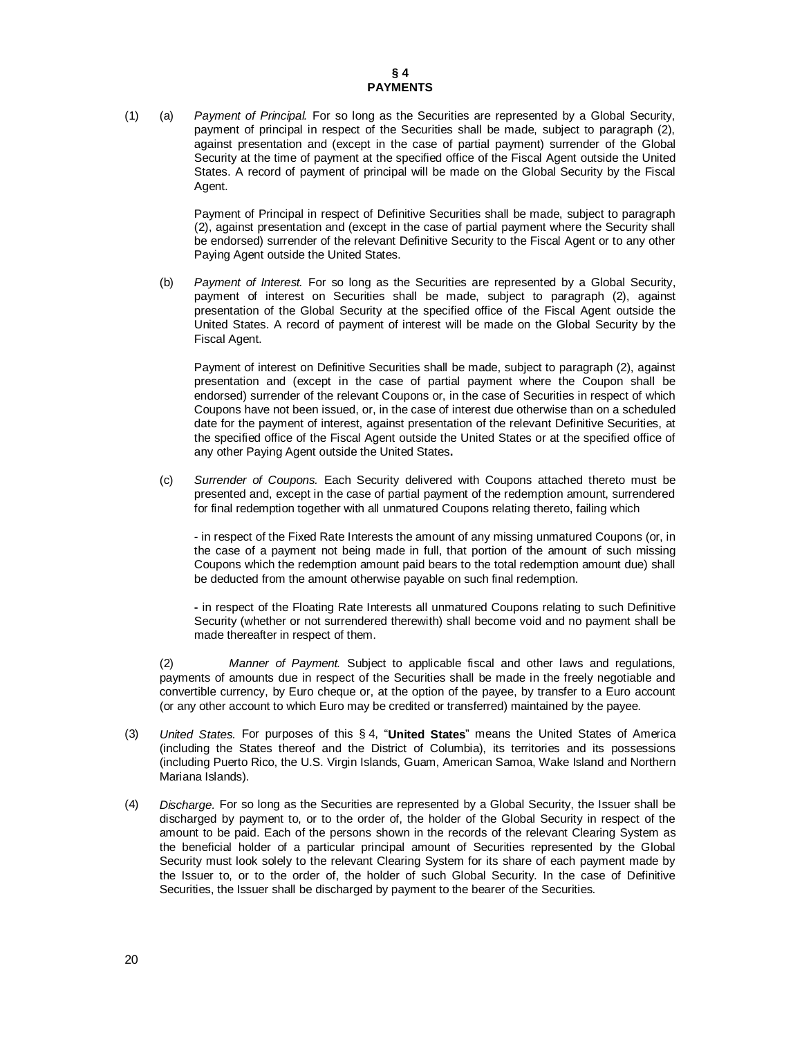## § 4
## PAYMENTS

(1) (a) *Payment of Principal.* For so long as the Securities are represented by a Global Security, payment of principal in respect of the Securities shall be made, subject to paragraph (2), against presentation and (except in the case of partial payment) surrender of the Global Security at the time of payment at the specified office of the Fiscal Agent outside the United States. A record of payment of principal will be made on the Global Security by the Fiscal Agent.

Payment of Principal in respect of Definitive Securities shall be made, subject to paragraph (2), against presentation and (except in the case of partial payment where the Security shall be endorsed) surrender of the relevant Definitive Security to the Fiscal Agent or to any other Paying Agent outside the United States.

(b) *Payment of Interest.* For so long as the Securities are represented by a Global Security, payment of interest on Securities shall be made, subject to paragraph (2), against presentation of the Global Security at the specified office of the Fiscal Agent outside the United States. A record of payment of interest will be made on the Global Security by the Fiscal Agent.

Payment of interest on Definitive Securities shall be made, subject to paragraph (2), against presentation and (except in the case of partial payment where the Coupon shall be endorsed) surrender of the relevant Coupons or, in the case of Securities in respect of which Coupons have not been issued, or, in the case of interest due otherwise than on a scheduled date for the payment of interest, against presentation of the relevant Definitive Securities, at the specified office of the Fiscal Agent outside the United States or at the specified office of any other Paying Agent outside the United States**.**

(c) *Surrender of Coupons.* Each Security delivered with Coupons attached thereto must be presented and, except in the case of partial payment of the redemption amount, surrendered for final redemption together with all unmatured Coupons relating thereto, failing which

- in respect of the Fixed Rate Interests the amount of any missing unmatured Coupons (or, in the case of a payment not being made in full, that portion of the amount of such missing Coupons which the redemption amount paid bears to the total redemption amount due) shall be deducted from the amount otherwise payable on such final redemption.

- in respect of the Floating Rate Interests all unmatured Coupons relating to such Definitive Security (whether or not surrendered therewith) shall become void and no payment shall be made thereafter in respect of them.

(2) *Manner of Payment.* Subject to applicable fiscal and other laws and regulations, payments of amounts due in respect of the Securities shall be made in the freely negotiable and convertible currency, by Euro cheque or, at the option of the payee, by transfer to a Euro account (or any other account to which Euro may be credited or transferred) maintained by the payee.

(3) *United States.* For purposes of this § 4, "**United States**" means the United States of America (including the States thereof and the District of Columbia), its territories and its possessions (including Puerto Rico, the U.S. Virgin Islands, Guam, American Samoa, Wake Island and Northern Mariana Islands).

(4) *Discharge.* For so long as the Securities are represented by a Global Security, the Issuer shall be discharged by payment to, or to the order of, the holder of the Global Security in respect of the amount to be paid. Each of the persons shown in the records of the relevant Clearing System as the beneficial holder of a particular principal amount of Securities represented by the Global Security must look solely to the relevant Clearing System for its share of each payment made by the Issuer to, or to the order of, the holder of such Global Security. In the case of Definitive Securities, the Issuer shall be discharged by payment to the bearer of the Securities.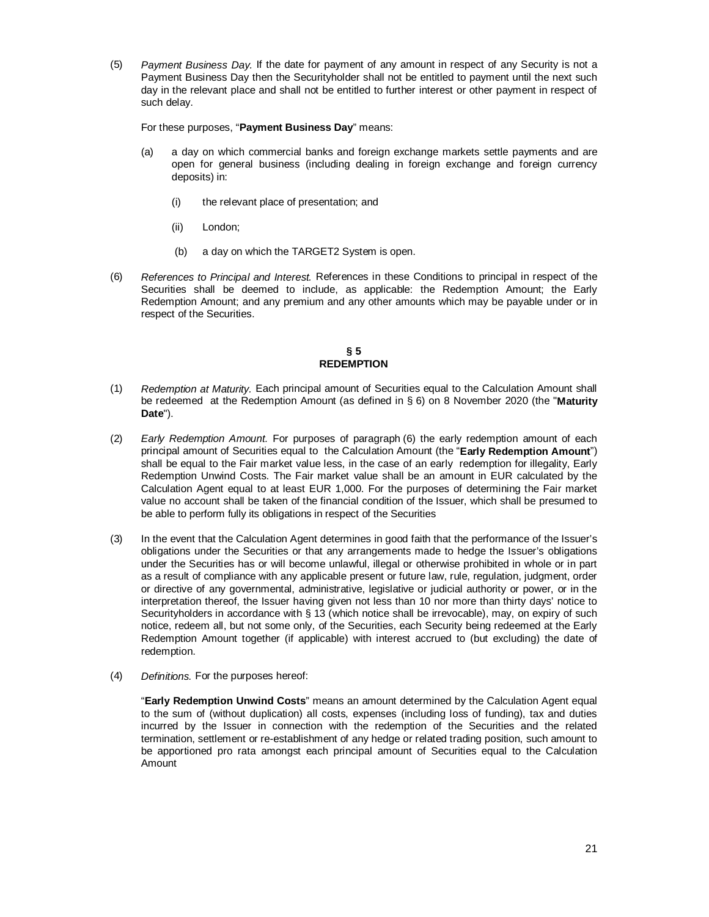(5) *Payment Business Day.* If the date for payment of any amount in respect of any Security is not a Payment Business Day then the Securityholder shall not be entitled to payment until the next such day in the relevant place and shall not be entitled to further interest or other payment in respect of such delay.

For these purposes, "**Payment Business Day**" means:

(a) a day on which commercial banks and foreign exchange markets settle payments and are open for general business (including dealing in foreign exchange and foreign currency deposits) in:

(i) the relevant place of presentation; and

(ii) London;

(b) a day on which the TARGET2 System is open.

(6) *References to Principal and Interest.* References in these Conditions to principal in respect of the Securities shall be deemed to include, as applicable: the Redemption Amount; the Early Redemption Amount; and any premium and any other amounts which may be payable under or in respect of the Securities.

## § 5
## REDEMPTION

(1) *Redemption at Maturity.* Each principal amount of Securities equal to the Calculation Amount shall be redeemed at the Redemption Amount (as defined in § 6) on 8 November 2020 (the "**Maturity Date**").

(2) *Early Redemption Amount.* For purposes of paragraph (6) the early redemption amount of each principal amount of Securities equal to the Calculation Amount (the "**Early Redemption Amount**") shall be equal to the Fair market value less, in the case of an early redemption for illegality, Early Redemption Unwind Costs. The Fair market value shall be an amount in EUR calculated by the Calculation Agent equal to at least EUR 1,000. For the purposes of determining the Fair market value no account shall be taken of the financial condition of the Issuer, which shall be presumed to be able to perform fully its obligations in respect of the Securities

(3) In the event that the Calculation Agent determines in good faith that the performance of the Issuer's obligations under the Securities or that any arrangements made to hedge the Issuer's obligations under the Securities has or will become unlawful, illegal or otherwise prohibited in whole or in part as a result of compliance with any applicable present or future law, rule, regulation, judgment, order or directive of any governmental, administrative, legislative or judicial authority or power, or in the interpretation thereof, the Issuer having given not less than 10 nor more than thirty days' notice to Securityholders in accordance with § 13 (which notice shall be irrevocable), may, on expiry of such notice, redeem all, but not some only, of the Securities, each Security being redeemed at the Early Redemption Amount together (if applicable) with interest accrued to (but excluding) the date of redemption.

(4) *Definitions.* For the purposes hereof:

"**Early Redemption Unwind Costs**" means an amount determined by the Calculation Agent equal to the sum of (without duplication) all costs, expenses (including loss of funding), tax and duties incurred by the Issuer in connection with the redemption of the Securities and the related termination, settlement or re-establishment of any hedge or related trading position, such amount to be apportioned pro rata amongst each principal amount of Securities equal to the Calculation Amount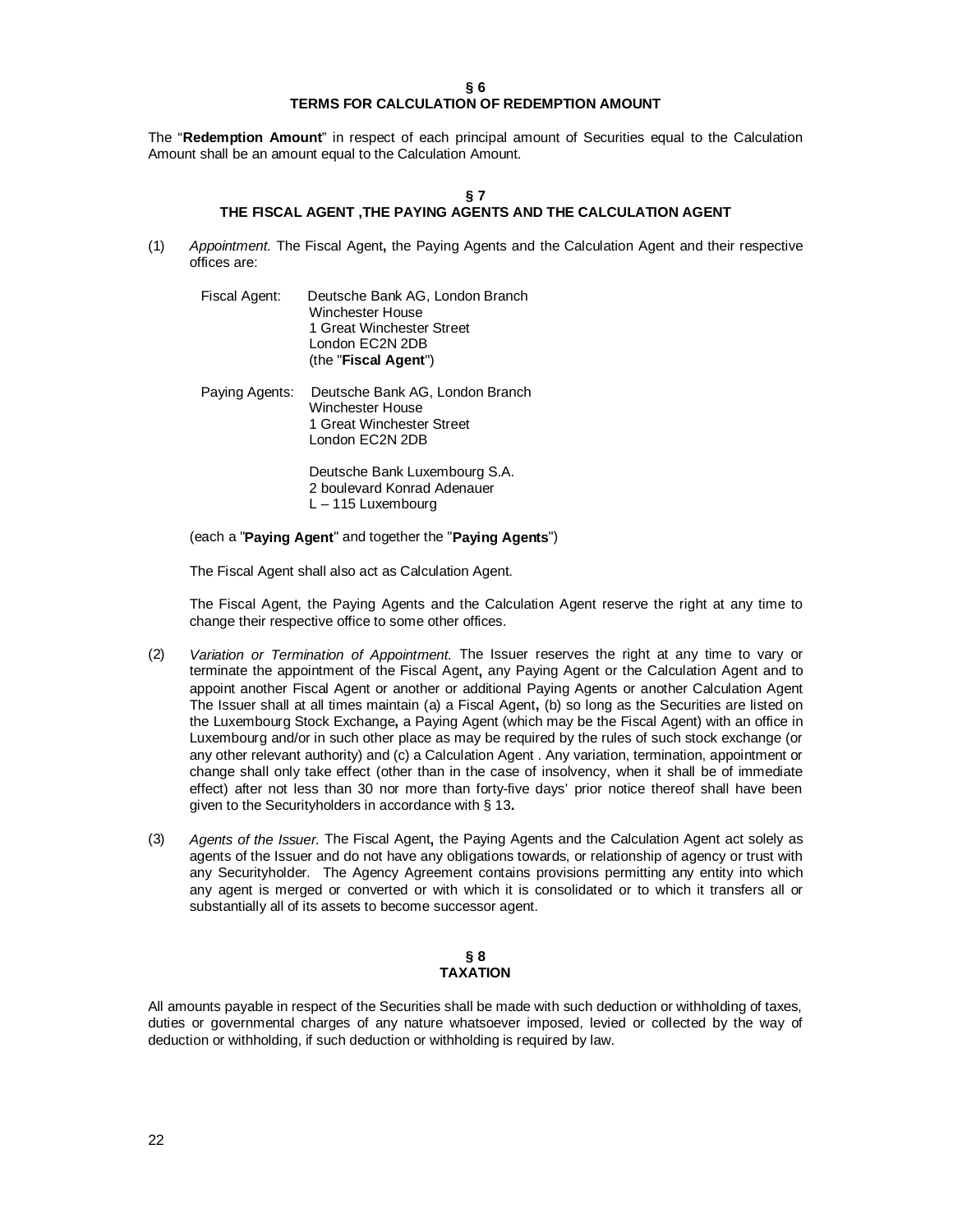## § 6
## TERMS FOR CALCULATION OF REDEMPTION AMOUNT

The "**Redemption Amount**" in respect of each principal amount of Securities equal to the Calculation Amount shall be an amount equal to the Calculation Amount.

## § 7
## THE FISCAL AGENT ,THE PAYING AGENTS AND THE CALCULATION AGENT

(1) *Appointment.* The Fiscal Agent**,** the Paying Agents and the Calculation Agent and their respective offices are:

Fiscal Agent: Deutsche Bank AG, London Branch
Winchester House
1 Great Winchester Street
London EC2N 2DB
(the "**Fiscal Agent**")

Paying Agents: Deutsche Bank AG, London Branch
Winchester House
1 Great Winchester Street
London EC2N 2DB

Deutsche Bank Luxembourg S.A.
2 boulevard Konrad Adenauer
L – 115 Luxembourg

(each a "**Paying Agent**" and together the "**Paying Agents**")

The Fiscal Agent shall also act as Calculation Agent.

The Fiscal Agent, the Paying Agents and the Calculation Agent reserve the right at any time to change their respective office to some other offices.

(2) *Variation or Termination of Appointment.* The Issuer reserves the right at any time to vary or terminate the appointment of the Fiscal Agent**,** any Paying Agent or the Calculation Agent and to appoint another Fiscal Agent or another or additional Paying Agents or another Calculation Agent The Issuer shall at all times maintain (a) a Fiscal Agent**,** (b) so long as the Securities are listed on the Luxembourg Stock Exchange**,** a Paying Agent (which may be the Fiscal Agent) with an office in Luxembourg and/or in such other place as may be required by the rules of such stock exchange (or any other relevant authority) and (c) a Calculation Agent . Any variation, termination, appointment or change shall only take effect (other than in the case of insolvency, when it shall be of immediate effect) after not less than 30 nor more than forty-five days' prior notice thereof shall have been given to the Securityholders in accordance with § 13**.**

(3) *Agents of the Issuer.* The Fiscal Agent**,** the Paying Agents and the Calculation Agent act solely as agents of the Issuer and do not have any obligations towards, or relationship of agency or trust with any Securityholder. The Agency Agreement contains provisions permitting any entity into which any agent is merged or converted or with which it is consolidated or to which it transfers all or substantially all of its assets to become successor agent.

## § 8
## TAXATION

All amounts payable in respect of the Securities shall be made with such deduction or withholding of taxes, duties or governmental charges of any nature whatsoever imposed, levied or collected by the way of deduction or withholding, if such deduction or withholding is required by law.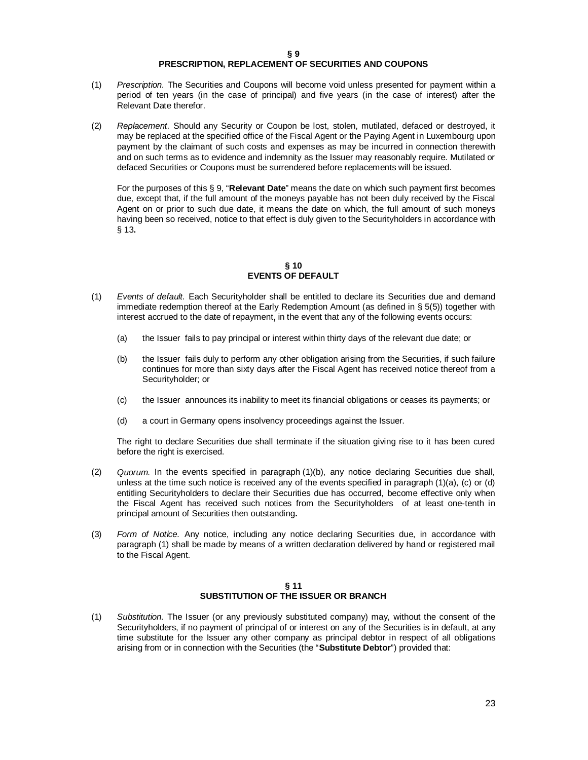## § 9
## PRESCRIPTION, REPLACEMENT OF SECURITIES AND COUPONS

(1) *Prescription.* The Securities and Coupons will become void unless presented for payment within a period of ten years (in the case of principal) and five years (in the case of interest) after the Relevant Date therefor.

(2) *Replacement.* Should any Security or Coupon be lost, stolen, mutilated, defaced or destroyed, it may be replaced at the specified office of the Fiscal Agent or the Paying Agent in Luxembourg upon payment by the claimant of such costs and expenses as may be incurred in connection therewith and on such terms as to evidence and indemnity as the Issuer may reasonably require. Mutilated or defaced Securities or Coupons must be surrendered before replacements will be issued.

For the purposes of this § 9, "**Relevant Date**" means the date on which such payment first becomes due, except that, if the full amount of the moneys payable has not been duly received by the Fiscal Agent on or prior to such due date, it means the date on which, the full amount of such moneys having been so received, notice to that effect is duly given to the Securityholders in accordance with § 13**.**

## § 10
## EVENTS OF DEFAULT

(1) *Events of default.* Each Securityholder shall be entitled to declare its Securities due and demand immediate redemption thereof at the Early Redemption Amount (as defined in § 5(5)) together with interest accrued to the date of repayment**,** in the event that any of the following events occurs:

   (a) the Issuer fails to pay principal or interest within thirty days of the relevant due date; or

   (b) the Issuer fails duly to perform any other obligation arising from the Securities, if such failure continues for more than sixty days after the Fiscal Agent has received notice thereof from a Securityholder; or

   (c) the Issuer announces its inability to meet its financial obligations or ceases its payments; or

   (d) a court in Germany opens insolvency proceedings against the Issuer.

The right to declare Securities due shall terminate if the situation giving rise to it has been cured before the right is exercised.

(2) *Quorum.* In the events specified in paragraph (1)(b), any notice declaring Securities due shall, unless at the time such notice is received any of the events specified in paragraph (1)(a), (c) or (d) entitling Securityholders to declare their Securities due has occurred, become effective only when the Fiscal Agent has received such notices from the Securityholders of at least one-tenth in principal amount of Securities then outstanding**.**

(3) *Form of Notice.* Any notice, including any notice declaring Securities due, in accordance with paragraph (1) shall be made by means of a written declaration delivered by hand or registered mail to the Fiscal Agent.

## § 11
## SUBSTITUTION OF THE ISSUER OR BRANCH

(1) *Substitution.* The Issuer (or any previously substituted company) may, without the consent of the Securityholders, if no payment of principal of or interest on any of the Securities is in default, at any time substitute for the Issuer any other company as principal debtor in respect of all obligations arising from or in connection with the Securities (the "**Substitute Debtor**") provided that: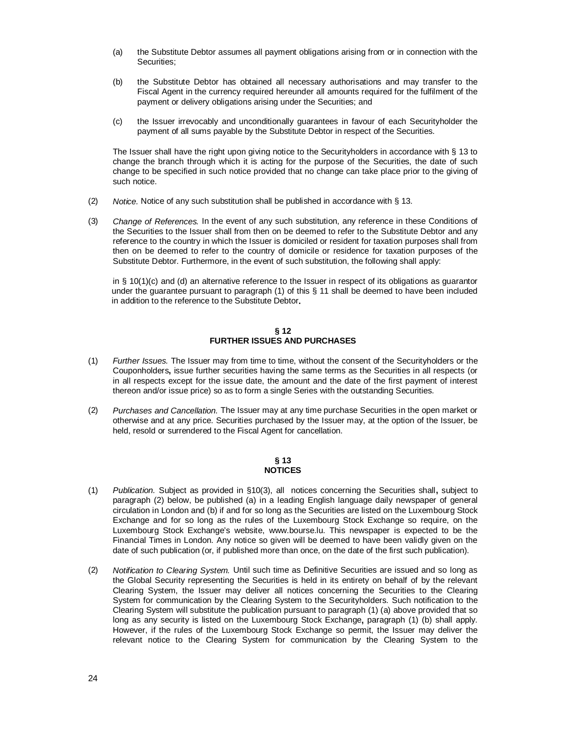(a) the Substitute Debtor assumes all payment obligations arising from or in connection with the Securities;

(b) the Substitute Debtor has obtained all necessary authorisations and may transfer to the Fiscal Agent in the currency required hereunder all amounts required for the fulfilment of the payment or delivery obligations arising under the Securities; and

(c) the Issuer irrevocably and unconditionally guarantees in favour of each Securityholder the payment of all sums payable by the Substitute Debtor in respect of the Securities.

The Issuer shall have the right upon giving notice to the Securityholders in accordance with § 13 to change the branch through which it is acting for the purpose of the Securities, the date of such change to be specified in such notice provided that no change can take place prior to the giving of such notice.

(2) *Notice.* Notice of any such substitution shall be published in accordance with § 13.

(3) *Change of References.* In the event of any such substitution, any reference in these Conditions of the Securities to the Issuer shall from then on be deemed to refer to the Substitute Debtor and any reference to the country in which the Issuer is domiciled or resident for taxation purposes shall from then on be deemed to refer to the country of domicile or residence for taxation purposes of the Substitute Debtor. Furthermore, in the event of such substitution, the following shall apply:

in § 10(1)(c) and (d) an alternative reference to the Issuer in respect of its obligations as guarantor under the guarantee pursuant to paragraph (1) of this § 11 shall be deemed to have been included in addition to the reference to the Substitute Debtor**.**

## § 12
## FURTHER ISSUES AND PURCHASES

(1) *Further Issues.* The Issuer may from time to time, without the consent of the Securityholders or the Couponholders**,** issue further securities having the same terms as the Securities in all respects (or in all respects except for the issue date, the amount and the date of the first payment of interest thereon and/or issue price) so as to form a single Series with the outstanding Securities.

(2) *Purchases and Cancellation.* The Issuer may at any time purchase Securities in the open market or otherwise and at any price. Securities purchased by the Issuer may, at the option of the Issuer, be held, resold or surrendered to the Fiscal Agent for cancellation.

## § 13
## NOTICES

(1) *Publication.* Subject as provided in §10(3), all notices concerning the Securities shall**,** subject to paragraph (2) below, be published (a) in a leading English language daily newspaper of general circulation in London and (b) if and for so long as the Securities are listed on the Luxembourg Stock Exchange and for so long as the rules of the Luxembourg Stock Exchange so require, on the Luxembourg Stock Exchange's website, www.bourse.lu. This newspaper is expected to be the Financial Times in London. Any notice so given will be deemed to have been validly given on the date of such publication (or, if published more than once, on the date of the first such publication).

(2) *Notification to Clearing System.* Until such time as Definitive Securities are issued and so long as the Global Security representing the Securities is held in its entirety on behalf of by the relevant Clearing System, the Issuer may deliver all notices concerning the Securities to the Clearing System for communication by the Clearing System to the Securityholders. Such notification to the Clearing System will substitute the publication pursuant to paragraph (1) (a) above provided that so long as any security is listed on the Luxembourg Stock Exchange**,** paragraph (1) (b) shall apply. However, if the rules of the Luxembourg Stock Exchange so permit, the Issuer may deliver the relevant notice to the Clearing System for communication by the Clearing System to the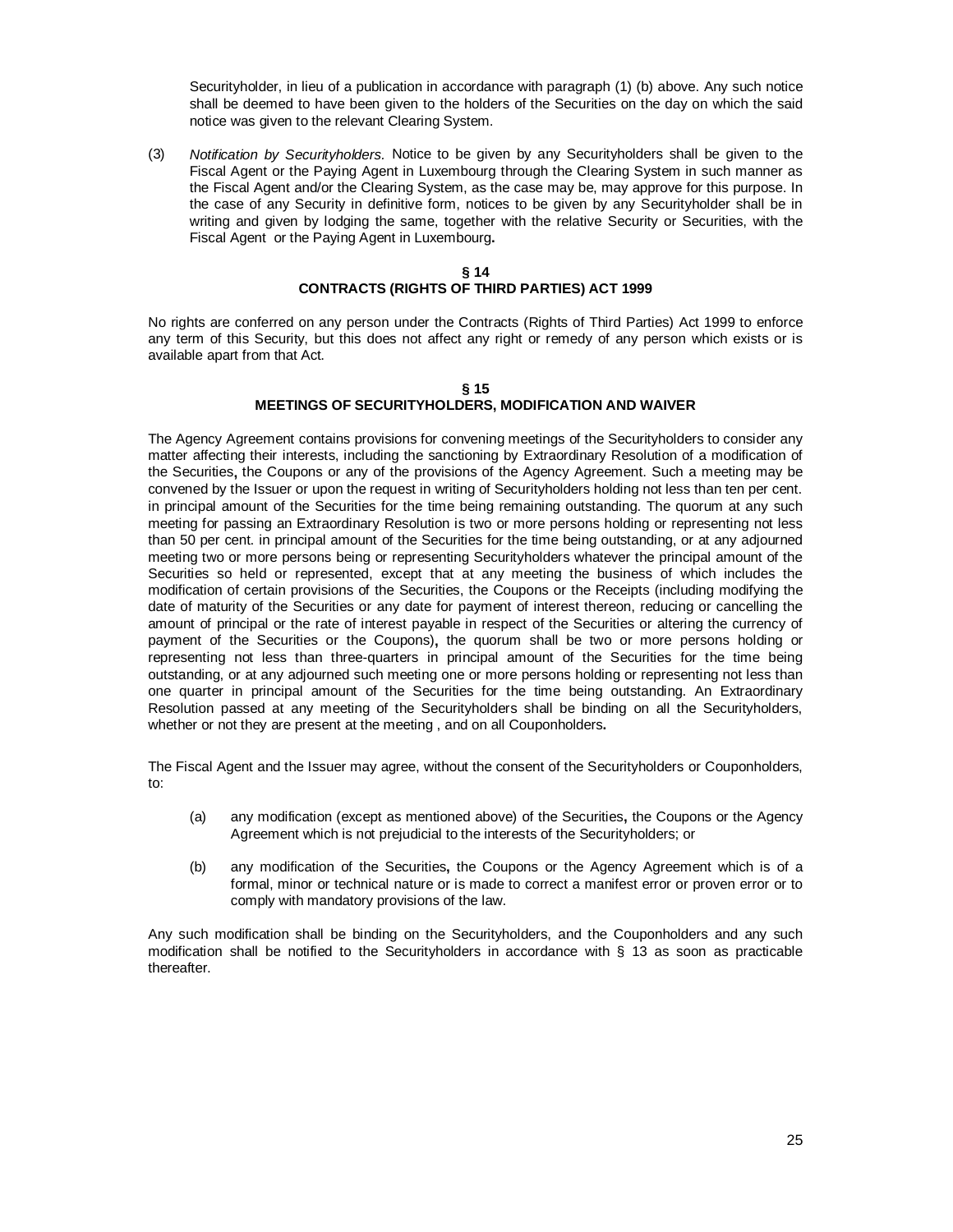Securityholder, in lieu of a publication in accordance with paragraph (1) (b) above. Any such notice shall be deemed to have been given to the holders of the Securities on the day on which the said notice was given to the relevant Clearing System.

(3) *Notification by Securityholders.* Notice to be given by any Securityholders shall be given to the Fiscal Agent or the Paying Agent in Luxembourg through the Clearing System in such manner as the Fiscal Agent and/or the Clearing System, as the case may be, may approve for this purpose. In the case of any Security in definitive form, notices to be given by any Securityholder shall be in writing and given by lodging the same, together with the relative Security or Securities, with the Fiscal Agent or the Paying Agent in Luxembourg**.**

### § 14
### CONTRACTS (RIGHTS OF THIRD PARTIES) ACT 1999

No rights are conferred on any person under the Contracts (Rights of Third Parties) Act 1999 to enforce any term of this Security, but this does not affect any right or remedy of any person which exists or is available apart from that Act.

### § 15
### MEETINGS OF SECURITYHOLDERS, MODIFICATION AND WAIVER

The Agency Agreement contains provisions for convening meetings of the Securityholders to consider any matter affecting their interests, including the sanctioning by Extraordinary Resolution of a modification of the Securities**,** the Coupons or any of the provisions of the Agency Agreement. Such a meeting may be convened by the Issuer or upon the request in writing of Securityholders holding not less than ten per cent. in principal amount of the Securities for the time being remaining outstanding. The quorum at any such meeting for passing an Extraordinary Resolution is two or more persons holding or representing not less than 50 per cent. in principal amount of the Securities for the time being outstanding, or at any adjourned meeting two or more persons being or representing Securityholders whatever the principal amount of the Securities so held or represented, except that at any meeting the business of which includes the modification of certain provisions of the Securities, the Coupons or the Receipts (including modifying the date of maturity of the Securities or any date for payment of interest thereon, reducing or cancelling the amount of principal or the rate of interest payable in respect of the Securities or altering the currency of payment of the Securities or the Coupons)**,** the quorum shall be two or more persons holding or representing not less than three-quarters in principal amount of the Securities for the time being outstanding, or at any adjourned such meeting one or more persons holding or representing not less than one quarter in principal amount of the Securities for the time being outstanding. An Extraordinary Resolution passed at any meeting of the Securityholders shall be binding on all the Securityholders, whether or not they are present at the meeting , and on all Couponholders**.**

The Fiscal Agent and the Issuer may agree, without the consent of the Securityholders or Couponholders, to:

(a) any modification (except as mentioned above) of the Securities**,** the Coupons or the Agency Agreement which is not prejudicial to the interests of the Securityholders; or

(b) any modification of the Securities**,** the Coupons or the Agency Agreement which is of a formal, minor or technical nature or is made to correct a manifest error or proven error or to comply with mandatory provisions of the law.

Any such modification shall be binding on the Securityholders, and the Couponholders and any such modification shall be notified to the Securityholders in accordance with § 13 as soon as practicable thereafter.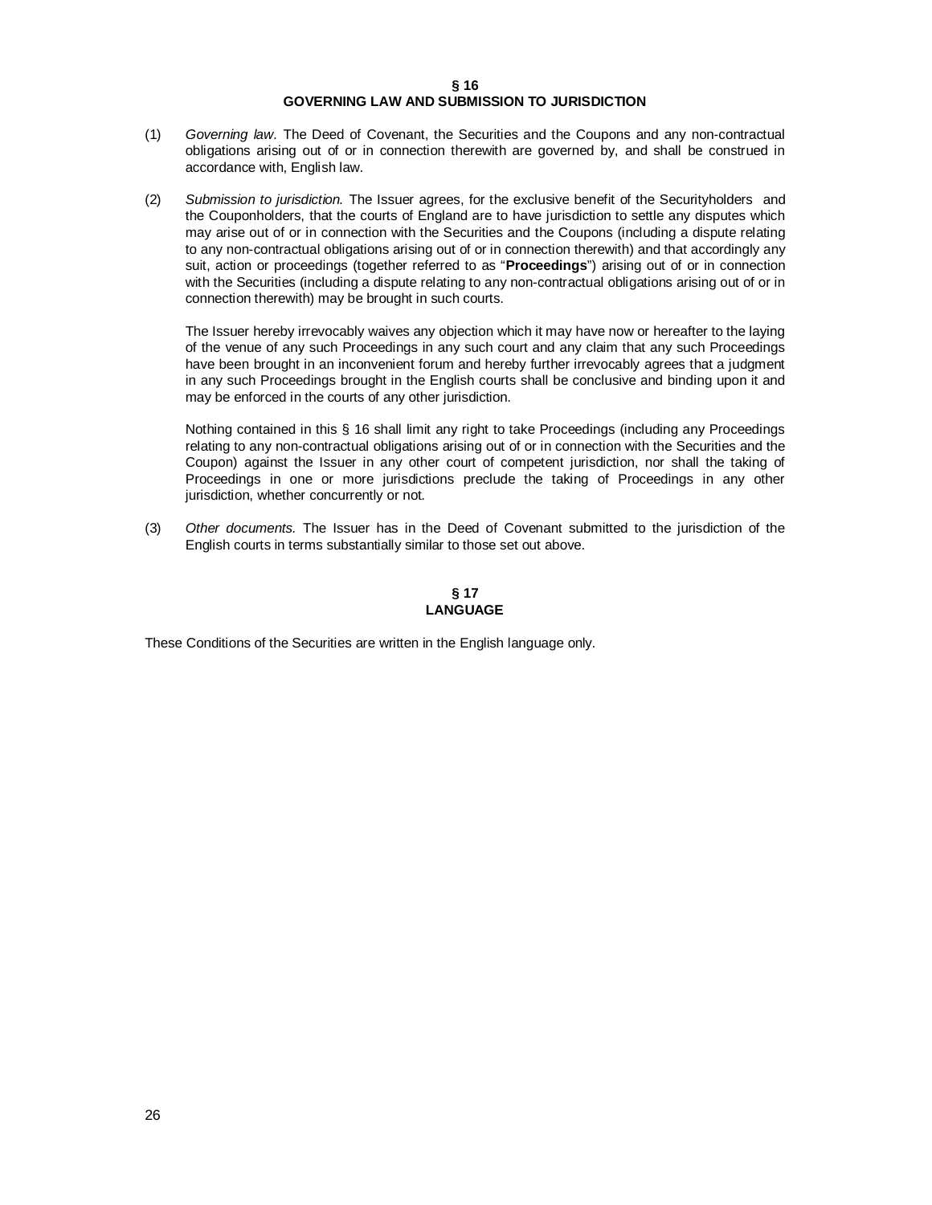## § 16
## GOVERNING LAW AND SUBMISSION TO JURISDICTION

(1) *Governing law.* The Deed of Covenant, the Securities and the Coupons and any non-contractual obligations arising out of or in connection therewith are governed by, and shall be construed in accordance with, English law.

(2) *Submission to jurisdiction.* The Issuer agrees, for the exclusive benefit of the Securityholders and the Couponholders, that the courts of England are to have jurisdiction to settle any disputes which may arise out of or in connection with the Securities and the Coupons (including a dispute relating to any non-contractual obligations arising out of or in connection therewith) and that accordingly any suit, action or proceedings (together referred to as "**Proceedings**") arising out of or in connection with the Securities (including a dispute relating to any non-contractual obligations arising out of or in connection therewith) may be brought in such courts.

The Issuer hereby irrevocably waives any objection which it may have now or hereafter to the laying of the venue of any such Proceedings in any such court and any claim that any such Proceedings have been brought in an inconvenient forum and hereby further irrevocably agrees that a judgment in any such Proceedings brought in the English courts shall be conclusive and binding upon it and may be enforced in the courts of any other jurisdiction.

Nothing contained in this § 16 shall limit any right to take Proceedings (including any Proceedings relating to any non-contractual obligations arising out of or in connection with the Securities and the Coupon) against the Issuer in any other court of competent jurisdiction, nor shall the taking of Proceedings in one or more jurisdictions preclude the taking of Proceedings in any other jurisdiction, whether concurrently or not.

(3) *Other documents.* The Issuer has in the Deed of Covenant submitted to the jurisdiction of the English courts in terms substantially similar to those set out above.

## § 17
## LANGUAGE

These Conditions of the Securities are written in the English language only.